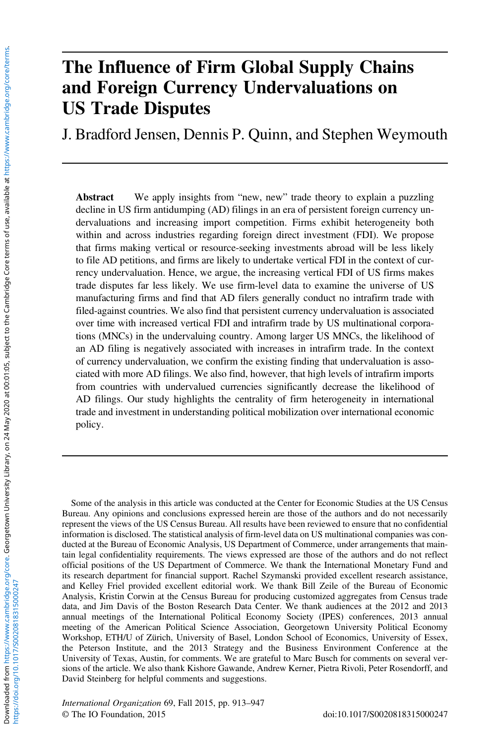# The Influence of Firm Global Supply Chains and Foreign Currency Undervaluations on US Trade Disputes

J. Bradford Jensen, Dennis P. Quinn, and Stephen Weymouth

**Abstract** We apply insights from "new, new" trade theory to explain a puzzling decline in US firm antidumping (AD) filings in an era of persistent foreign currency undervaluations and increasing import competition. Firms exhibit heterogeneity both within and across industries regarding foreign direct investment (FDI). We propose that firms making vertical or resource-seeking investments abroad will be less likely to file AD petitions, and firms are likely to undertake vertical FDI in the context of currency undervaluation. Hence, we argue, the increasing vertical FDI of US firms makes trade disputes far less likely. We use firm-level data to examine the universe of US manufacturing firms and find that AD filers generally conduct no intrafirm trade with filed-against countries. We also find that persistent currency undervaluation is associated over time with increased vertical FDI and intrafirm trade by US multinational corporations (MNCs) in the undervaluing country. Among larger US MNCs, the likelihood of an AD filing is negatively associated with increases in intrafirm trade. In the context of currency undervaluation, we confirm the existing finding that undervaluation is associated with more AD filings. We also find, however, that high levels of intrafirm imports from countries with undervalued currencies significantly decrease the likelihood of AD filings. Our study highlights the centrality of firm heterogeneity in international trade and investment in understanding political mobilization over international economic policy.

Some of the analysis in this article was conducted at the Center for Economic Studies at the US Census Bureau. Any opinions and conclusions expressed herein are those of the authors and do not necessarily represent the views of the US Census Bureau. All results have been reviewed to ensure that no confidential information is disclosed. The statistical analysis of firm-level data on US multinational companies was conducted at the Bureau of Economic Analysis, US Department of Commerce, under arrangements that maintain legal confidentiality requirements. The views expressed are those of the authors and do not reflect official positions of the US Department of Commerce. We thank the International Monetary Fund and its research department for financial support. Rachel Szymanski provided excellent research assistance, and Kelley Friel provided excellent editorial work. We thank Bill Zeile of the Bureau of Economic Analysis, Kristin Corwin at the Census Bureau for producing customized aggregates from Census trade data, and Jim Davis of the Boston Research Data Center. We thank audiences at the 2012 and 2013 annual meetings of the International Political Economy Society (IPES) conferences, 2013 annual meeting of the American Political Science Association, Georgetown University Political Economy Workshop, ETH/U of Zürich, University of Basel, London School of Economics, University of Essex, the Peterson Institute, and the 2013 Strategy and the Business Environment Conference at the University of Texas, Austin, for comments. We are grateful to Marc Busch for comments on several versions of the article. We also thank Kishore Gawande, Andrew Kerner, Pietra Rivoli, Peter Rosendorff, and David Steinberg for helpful comments and suggestions.

*International Organization* 69, Fall 2015, pp. 913–947
© The IO Foundation, 2015 doi:10.1017/S0020818315000247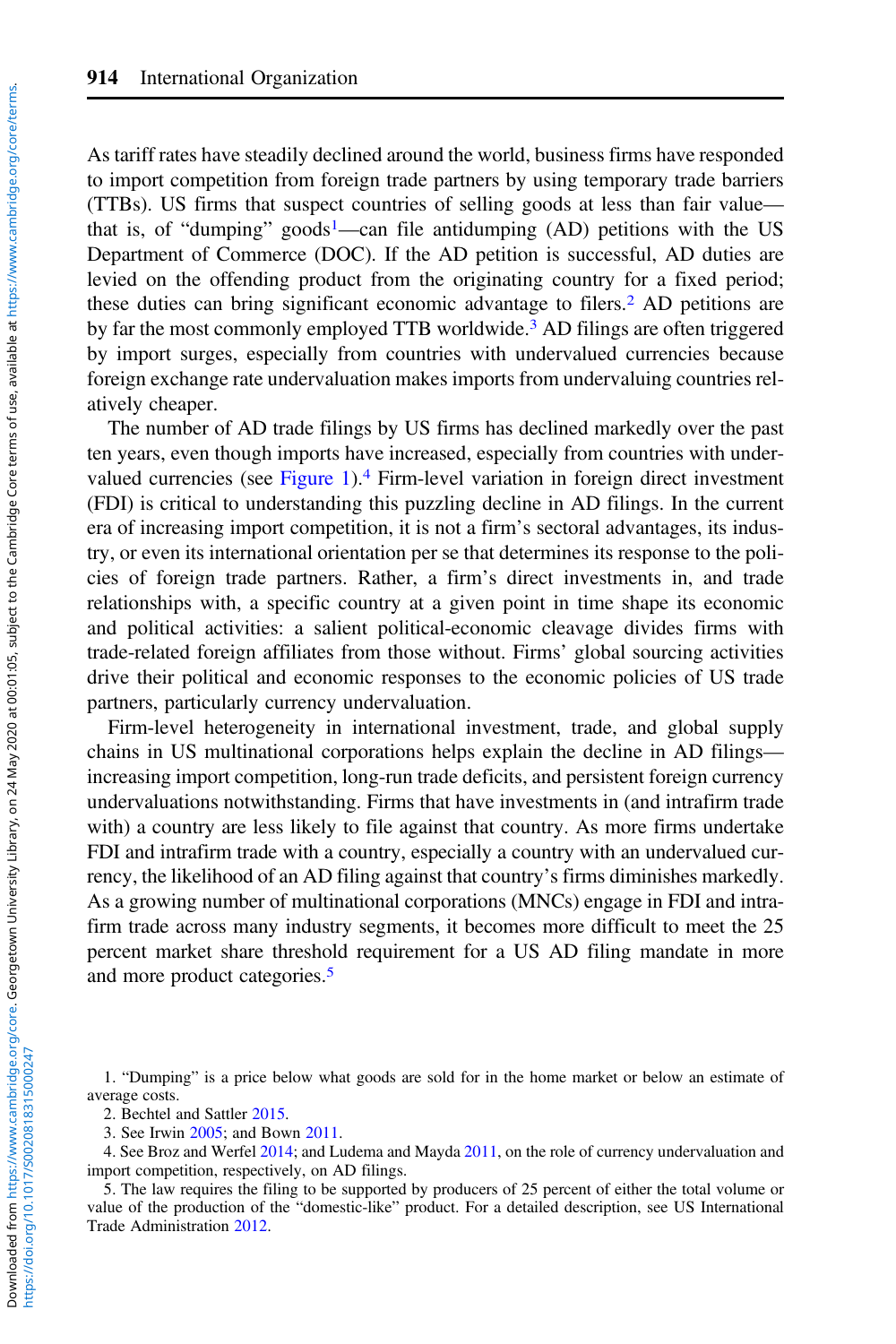As tariff rates have steadily declined around the world, business firms have responded to import competition from foreign trade partners by using temporary trade barriers (TTBs). US firms that suspect countries of selling goods at less than fair value—that is, of "dumping" goods[1]—can file antidumping (AD) petitions with the US Department of Commerce (DOC). If the AD petition is successful, AD duties are levied on the offending product from the originating country for a fixed period; these duties can bring significant economic advantage to filers.[2] AD petitions are by far the most commonly employed TTB worldwide.[3] AD filings are often triggered by import surges, especially from countries with undervalued currencies because foreign exchange rate undervaluation makes imports from undervaluing countries relatively cheaper.

The number of AD trade filings by US firms has declined markedly over the past ten years, even though imports have increased, especially from countries with undervalued currencies (see Figure 1).[4] Firm-level variation in foreign direct investment (FDI) is critical to understanding this puzzling decline in AD filings. In the current era of increasing import competition, it is not a firm's sectoral advantages, its industry, or even its international orientation per se that determines its response to the policies of foreign trade partners. Rather, a firm's direct investments in, and trade relationships with, a specific country at a given point in time shape its economic and political activities: a salient political-economic cleavage divides firms with trade-related foreign affiliates from those without. Firms' global sourcing activities drive their political and economic responses to the economic policies of US trade partners, particularly currency undervaluation.

Firm-level heterogeneity in international investment, trade, and global supply chains in US multinational corporations helps explain the decline in AD filings—increasing import competition, long-run trade deficits, and persistent foreign currency undervaluations notwithstanding. Firms that have investments in (and intrafirm trade with) a country are less likely to file against that country. As more firms undertake FDI and intrafirm trade with a country, especially a country with an undervalued currency, the likelihood of an AD filing against that country's firms diminishes markedly. As a growing number of multinational corporations (MNCs) engage in FDI and intrafirm trade across many industry segments, it becomes more difficult to meet the 25 percent market share threshold requirement for a US AD filing mandate in more and more product categories.[5]

1. "Dumping" is a price below what goods are sold for in the home market or below an estimate of average costs.

2. Bechtel and Sattler 2015.

3. See Irwin 2005; and Bown 2011.

4. See Broz and Werfel 2014; and Ludema and Mayda 2011, on the role of currency undervaluation and import competition, respectively, on AD filings.

5. The law requires the filing to be supported by producers of 25 percent of either the total volume or value of the production of the "domestic-like" product. For a detailed description, see US International Trade Administration 2012.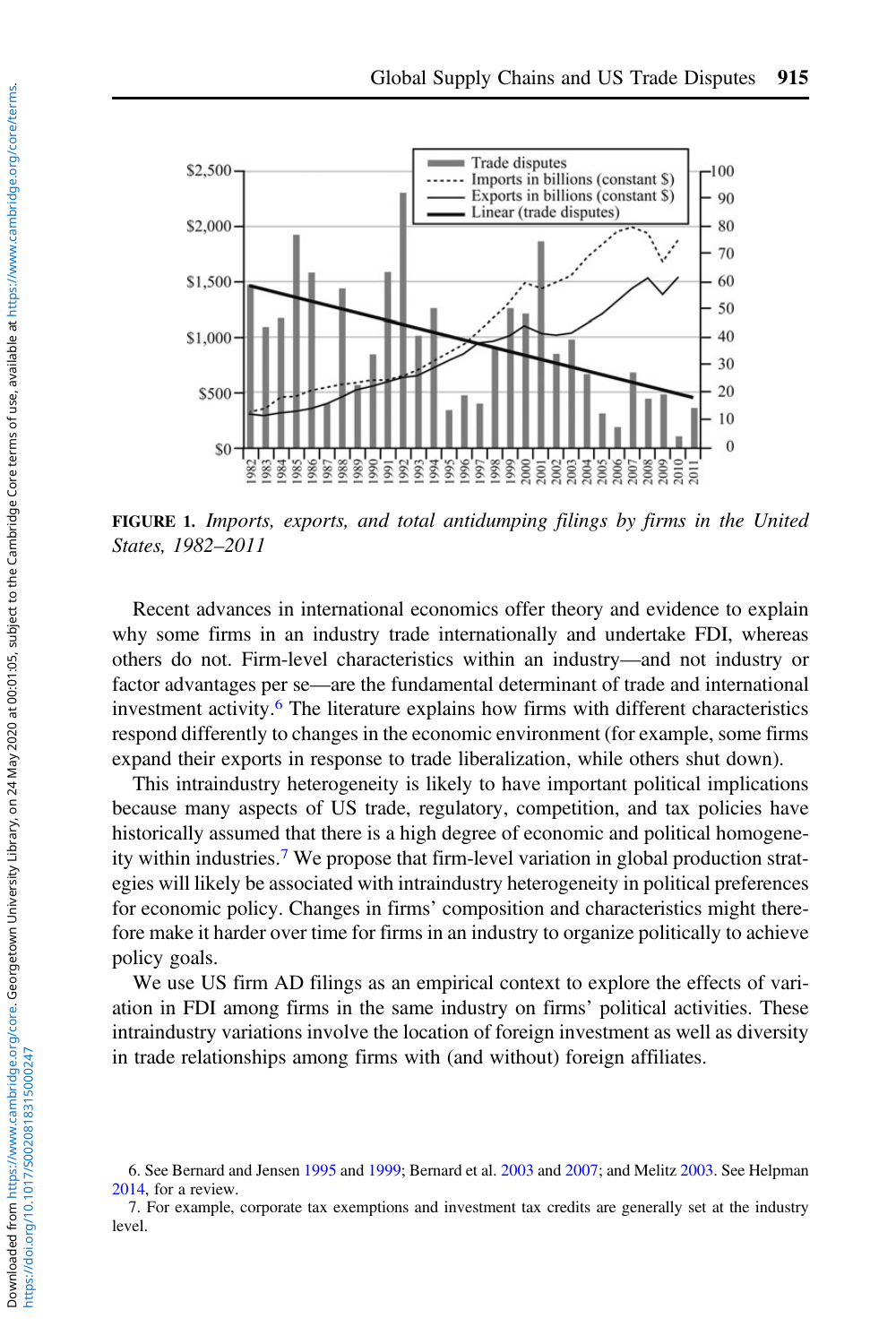FIGURE 1. *Imports, exports, and total antidumping filings by firms in the United States, 1982–2011*

Recent advances in international economics offer theory and evidence to explain why some firms in an industry trade internationally and undertake FDI, whereas others do not. Firm-level characteristics within an industry—and not industry or factor advantages per se—are the fundamental determinant of trade and international investment activity.[6] The literature explains how firms with different characteristics respond differently to changes in the economic environment (for example, some firms expand their exports in response to trade liberalization, while others shut down).

This intraindustry heterogeneity is likely to have important political implications because many aspects of US trade, regulatory, competition, and tax policies have historically assumed that there is a high degree of economic and political homogeneity within industries.[7] We propose that firm-level variation in global production strategies will likely be associated with intraindustry heterogeneity in political preferences for economic policy. Changes in firms' composition and characteristics might therefore make it harder over time for firms in an industry to organize politically to achieve policy goals.

We use US firm AD filings as an empirical context to explore the effects of variation in FDI among firms in the same industry on firms' political activities. These intraindustry variations involve the location of foreign investment as well as diversity in trade relationships among firms with (and without) foreign affiliates.

6. See Bernard and Jensen 1995 and 1999; Bernard et al. 2003 and 2007; and Melitz 2003. See Helpman 2014, for a review.

7. For example, corporate tax exemptions and investment tax credits are generally set at the industry level.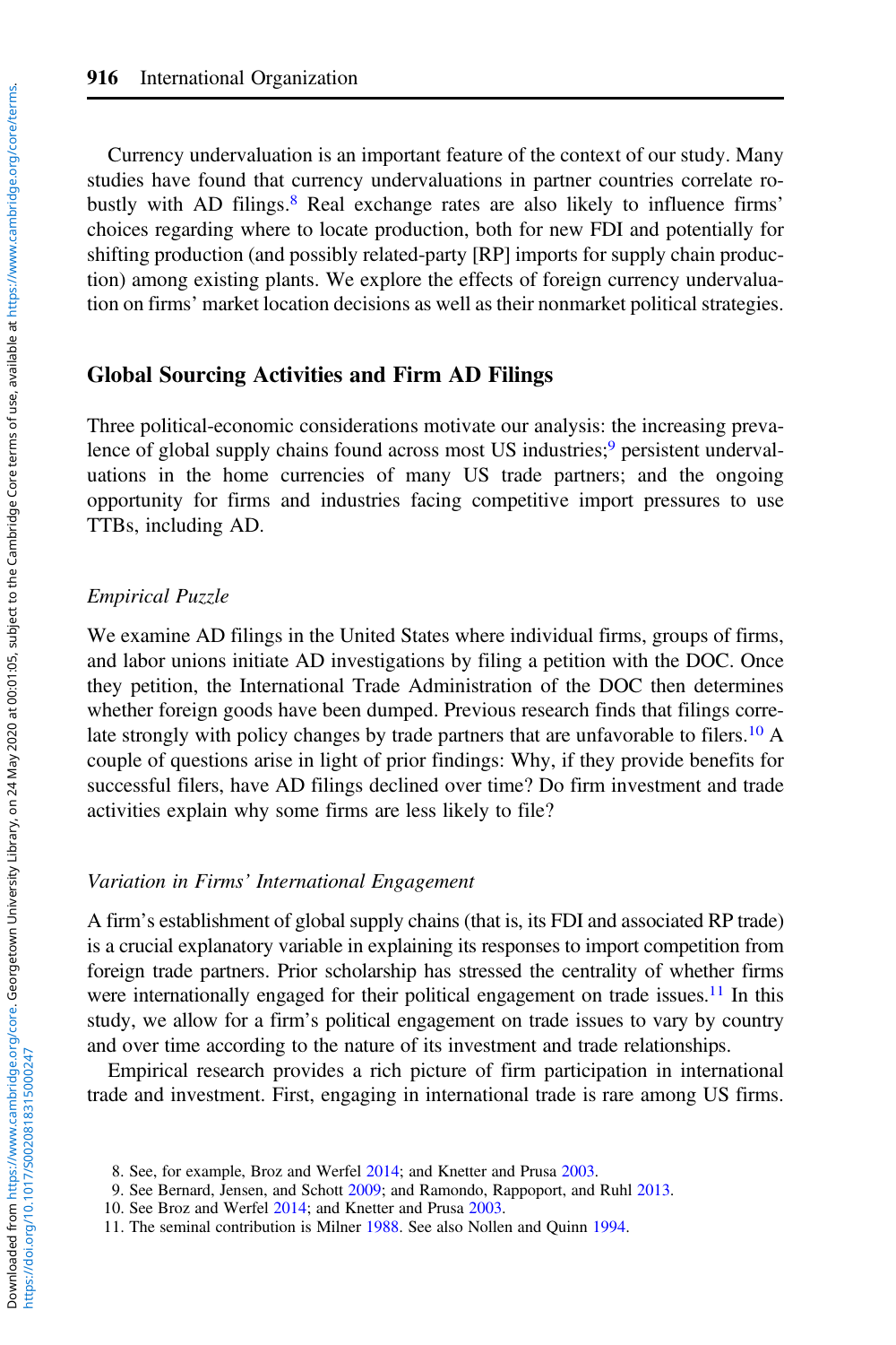Currency undervaluation is an important feature of the context of our study. Many studies have found that currency undervaluations in partner countries correlate robustly with AD filings.[8] Real exchange rates are also likely to influence firms' choices regarding where to locate production, both for new FDI and potentially for shifting production (and possibly related-party [RP] imports for supply chain production) among existing plants. We explore the effects of foreign currency undervaluation on firms' market location decisions as well as their nonmarket political strategies.

## Global Sourcing Activities and Firm AD Filings

Three political-economic considerations motivate our analysis: the increasing prevalence of global supply chains found across most US industries;[9] persistent undervaluations in the home currencies of many US trade partners; and the ongoing opportunity for firms and industries facing competitive import pressures to use TTBs, including AD.

### *Empirical Puzzle*

We examine AD filings in the United States where individual firms, groups of firms, and labor unions initiate AD investigations by filing a petition with the DOC. Once they petition, the International Trade Administration of the DOC then determines whether foreign goods have been dumped. Previous research finds that filings correlate strongly with policy changes by trade partners that are unfavorable to filers.[10] A couple of questions arise in light of prior findings: Why, if they provide benefits for successful filers, have AD filings declined over time? Do firm investment and trade activities explain why some firms are less likely to file?

### *Variation in Firms' International Engagement*

A firm's establishment of global supply chains (that is, its FDI and associated RP trade) is a crucial explanatory variable in explaining its responses to import competition from foreign trade partners. Prior scholarship has stressed the centrality of whether firms were internationally engaged for their political engagement on trade issues.[11] In this study, we allow for a firm's political engagement on trade issues to vary by country and over time according to the nature of its investment and trade relationships.

Empirical research provides a rich picture of firm participation in international trade and investment. First, engaging in international trade is rare among US firms.

8. See, for example, Broz and Werfel 2014; and Knetter and Prusa 2003.
9. See Bernard, Jensen, and Schott 2009; and Ramondo, Rappoport, and Ruhl 2013.
10. See Broz and Werfel 2014; and Knetter and Prusa 2003.
11. The seminal contribution is Milner 1988. See also Nollen and Quinn 1994.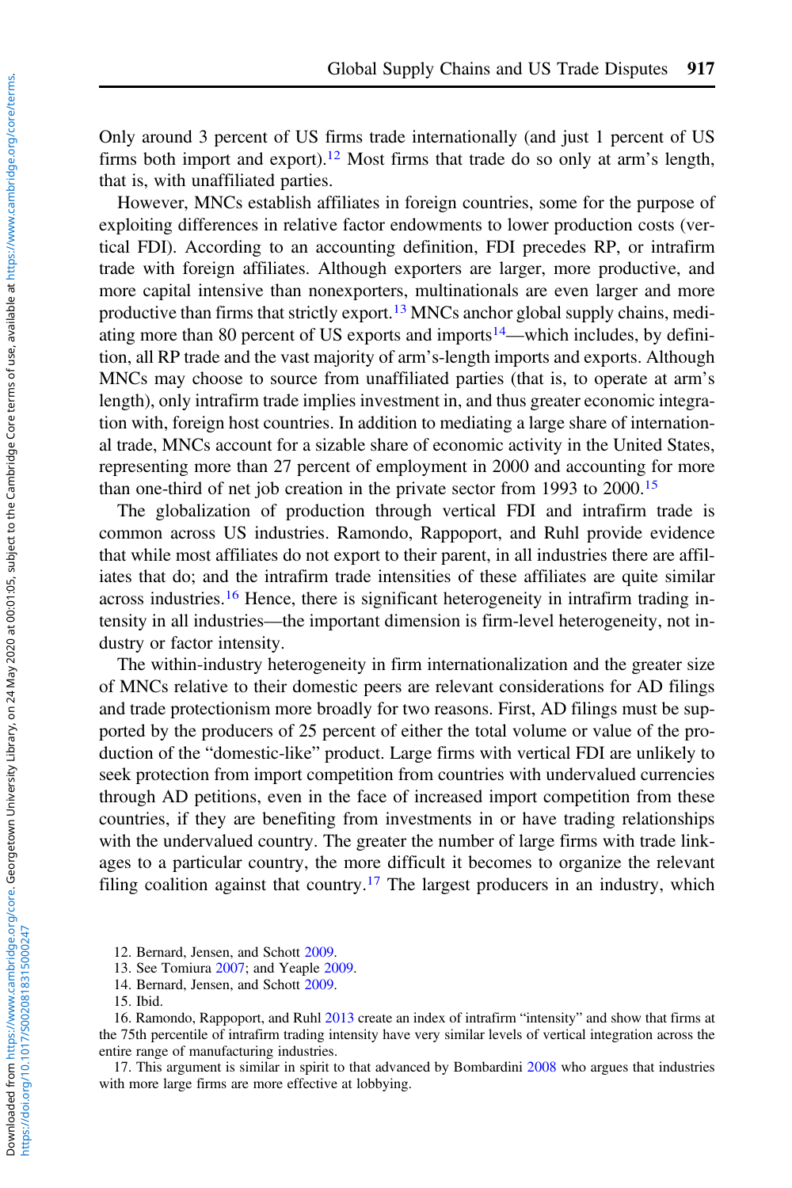Only around 3 percent of US firms trade internationally (and just 1 percent of US firms both import and export).[12] Most firms that trade do so only at arm's length, that is, with unaffiliated parties.

However, MNCs establish affiliates in foreign countries, some for the purpose of exploiting differences in relative factor endowments to lower production costs (vertical FDI). According to an accounting definition, FDI precedes RP, or intrafirm trade with foreign affiliates. Although exporters are larger, more productive, and more capital intensive than nonexporters, multinationals are even larger and more productive than firms that strictly export.[13] MNCs anchor global supply chains, mediating more than 80 percent of US exports and imports[14]—which includes, by definition, all RP trade and the vast majority of arm's-length imports and exports. Although MNCs may choose to source from unaffiliated parties (that is, to operate at arm's length), only intrafirm trade implies investment in, and thus greater economic integration with, foreign host countries. In addition to mediating a large share of international trade, MNCs account for a sizable share of economic activity in the United States, representing more than 27 percent of employment in 2000 and accounting for more than one-third of net job creation in the private sector from 1993 to 2000.[15]

The globalization of production through vertical FDI and intrafirm trade is common across US industries. Ramondo, Rappoport, and Ruhl provide evidence that while most affiliates do not export to their parent, in all industries there are affiliates that do; and the intrafirm trade intensities of these affiliates are quite similar across industries.[16] Hence, there is significant heterogeneity in intrafirm trading intensity in all industries—the important dimension is firm-level heterogeneity, not industry or factor intensity.

The within-industry heterogeneity in firm internationalization and the greater size of MNCs relative to their domestic peers are relevant considerations for AD filings and trade protectionism more broadly for two reasons. First, AD filings must be supported by the producers of 25 percent of either the total volume or value of the production of the "domestic-like" product. Large firms with vertical FDI are unlikely to seek protection from import competition from countries with undervalued currencies through AD petitions, even in the face of increased import competition from these countries, if they are benefiting from investments in or have trading relationships with the undervalued country. The greater the number of large firms with trade linkages to a particular country, the more difficult it becomes to organize the relevant filing coalition against that country.[17] The largest producers in an industry, which

12. Bernard, Jensen, and Schott 2009.

13. See Tomiura 2007; and Yeaple 2009.

14. Bernard, Jensen, and Schott 2009.

15. Ibid.

16. Ramondo, Rappoport, and Ruhl 2013 create an index of intrafirm "intensity" and show that firms at the 75th percentile of intrafirm trading intensity have very similar levels of vertical integration across the entire range of manufacturing industries.

17. This argument is similar in spirit to that advanced by Bombardini 2008 who argues that industries with more large firms are more effective at lobbying.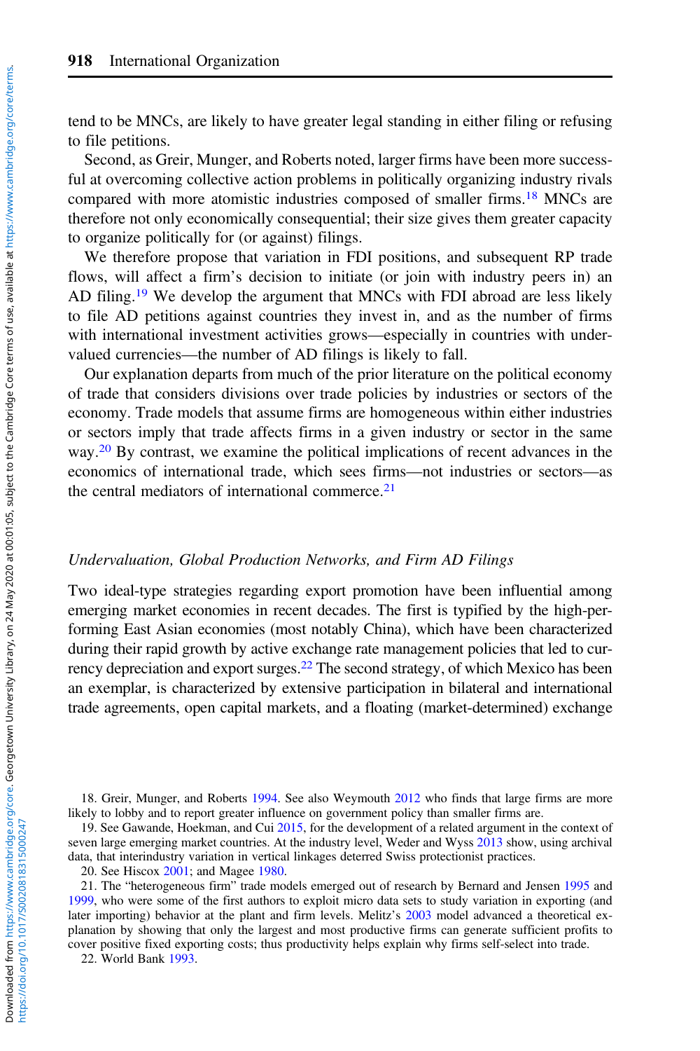tend to be MNCs, are likely to have greater legal standing in either filing or refusing to file petitions.

Second, as Greir, Munger, and Roberts noted, larger firms have been more successful at overcoming collective action problems in politically organizing industry rivals compared with more atomistic industries composed of smaller firms.[18] MNCs are therefore not only economically consequential; their size gives them greater capacity to organize politically for (or against) filings.

We therefore propose that variation in FDI positions, and subsequent RP trade flows, will affect a firm's decision to initiate (or join with industry peers in) an AD filing.[19] We develop the argument that MNCs with FDI abroad are less likely to file AD petitions against countries they invest in, and as the number of firms with international investment activities grows—especially in countries with undervalued currencies—the number of AD filings is likely to fall.

Our explanation departs from much of the prior literature on the political economy of trade that considers divisions over trade policies by industries or sectors of the economy. Trade models that assume firms are homogeneous within either industries or sectors imply that trade affects firms in a given industry or sector in the same way.[20] By contrast, we examine the political implications of recent advances in the economics of international trade, which sees firms—not industries or sectors—as the central mediators of international commerce.[21]

### *Undervaluation, Global Production Networks, and Firm AD Filings*

Two ideal-type strategies regarding export promotion have been influential among emerging market economies in recent decades. The first is typified by the high-performing East Asian economies (most notably China), which have been characterized during their rapid growth by active exchange rate management policies that led to currency depreciation and export surges.[22] The second strategy, of which Mexico has been an exemplar, is characterized by extensive participation in bilateral and international trade agreements, open capital markets, and a floating (market-determined) exchange

18. Greir, Munger, and Roberts 1994. See also Weymouth 2012 who finds that large firms are more likely to lobby and to report greater influence on government policy than smaller firms are.

19. See Gawande, Hoekman, and Cui 2015, for the development of a related argument in the context of seven large emerging market countries. At the industry level, Weder and Wyss 2013 show, using archival data, that interindustry variation in vertical linkages deterred Swiss protectionist practices.

20. See Hiscox 2001; and Magee 1980.

21. The "heterogeneous firm" trade models emerged out of research by Bernard and Jensen 1995 and 1999, who were some of the first authors to exploit micro data sets to study variation in exporting (and later importing) behavior at the plant and firm levels. Melitz's 2003 model advanced a theoretical explanation by showing that only the largest and most productive firms can generate sufficient profits to cover positive fixed exporting costs; thus productivity helps explain why firms self-select into trade.

22. World Bank 1993.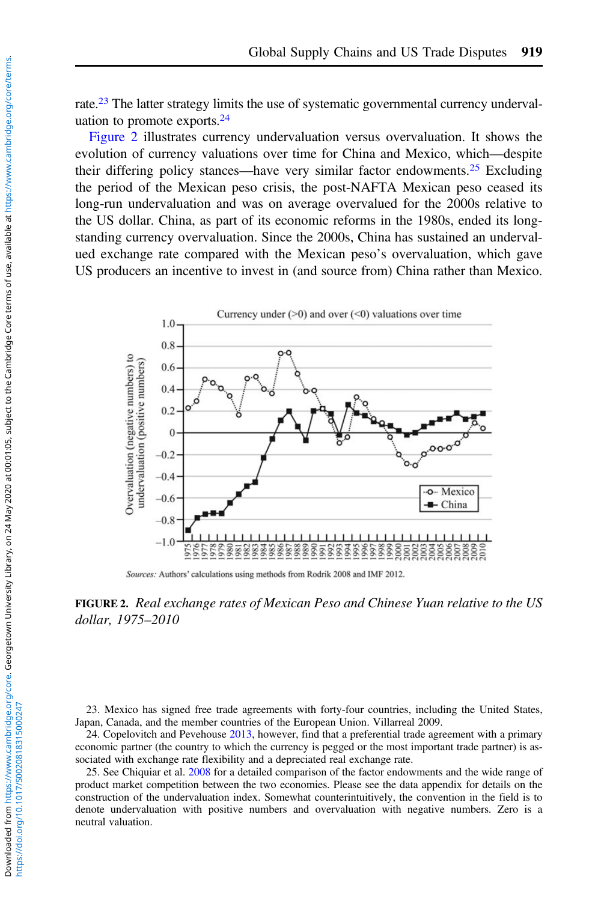rate.[23] The latter strategy limits the use of systematic governmental currency undervaluation to promote exports.[24]

Figure 2 illustrates currency undervaluation versus overvaluation. It shows the evolution of currency valuations over time for China and Mexico, which—despite their differing policy stances—have very similar factor endowments.[25] Excluding the period of the Mexican peso crisis, the post-NAFTA Mexican peso ceased its long-run undervaluation and was on average overvalued for the 2000s relative to the US dollar. China, as part of its economic reforms in the 1980s, ended its long-standing currency overvaluation. Since the 2000s, China has sustained an undervalued exchange rate compared with the Mexican peso's overvaluation, which gave US producers an incentive to invest in (and source from) China rather than Mexico.

*Sources:* Authors' calculations using methods from Rodrik 2008 and IMF 2012.

**FIGURE 2.** *Real exchange rates of Mexican Peso and Chinese Yuan relative to the US dollar, 1975–2010*

23. Mexico has signed free trade agreements with forty-four countries, including the United States, Japan, Canada, and the member countries of the European Union. Villarreal 2009.

24. Copelovitch and Pevehouse 2013, however, find that a preferential trade agreement with a primary economic partner (the country to which the currency is pegged or the most important trade partner) is associated with exchange rate flexibility and a depreciated real exchange rate.

25. See Chiquiar et al. 2008 for a detailed comparison of the factor endowments and the wide range of product market competition between the two economies. Please see the data appendix for details on the construction of the undervaluation index. Somewhat counterintuitively, the convention in the field is to denote undervaluation with positive numbers and overvaluation with negative numbers. Zero is a neutral valuation.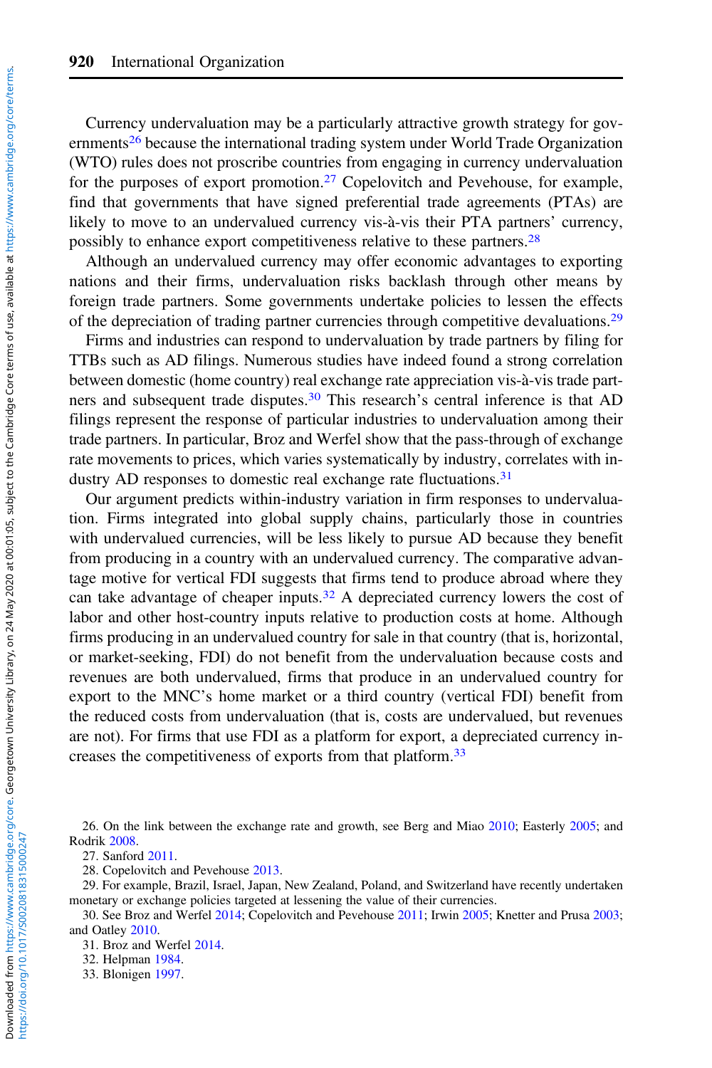Currency undervaluation may be a particularly attractive growth strategy for governments[26] because the international trading system under World Trade Organization (WTO) rules does not proscribe countries from engaging in currency undervaluation for the purposes of export promotion.[27] Copelovitch and Pevehouse, for example, find that governments that have signed preferential trade agreements (PTAs) are likely to move to an undervalued currency vis-à-vis their PTA partners' currency, possibly to enhance export competitiveness relative to these partners.[28]

Although an undervalued currency may offer economic advantages to exporting nations and their firms, undervaluation risks backlash through other means by foreign trade partners. Some governments undertake policies to lessen the effects of the depreciation of trading partner currencies through competitive devaluations.[29]

Firms and industries can respond to undervaluation by trade partners by filing for TTBs such as AD filings. Numerous studies have indeed found a strong correlation between domestic (home country) real exchange rate appreciation vis-à-vis trade partners and subsequent trade disputes.[30] This research's central inference is that AD filings represent the response of particular industries to undervaluation among their trade partners. In particular, Broz and Werfel show that the pass-through of exchange rate movements to prices, which varies systematically by industry, correlates with industry AD responses to domestic real exchange rate fluctuations.[31]

Our argument predicts within-industry variation in firm responses to undervaluation. Firms integrated into global supply chains, particularly those in countries with undervalued currencies, will be less likely to pursue AD because they benefit from producing in a country with an undervalued currency. The comparative advantage motive for vertical FDI suggests that firms tend to produce abroad where they can take advantage of cheaper inputs.[32] A depreciated currency lowers the cost of labor and other host-country inputs relative to production costs at home. Although firms producing in an undervalued country for sale in that country (that is, horizontal, or market-seeking, FDI) do not benefit from the undervaluation because costs and revenues are both undervalued, firms that produce in an undervalued country for export to the MNC's home market or a third country (vertical FDI) benefit from the reduced costs from undervaluation (that is, costs are undervalued, but revenues are not). For firms that use FDI as a platform for export, a depreciated currency increases the competitiveness of exports from that platform.[33]

26. On the link between the exchange rate and growth, see Berg and Miao 2010; Easterly 2005; and Rodrik 2008.

27. Sanford 2011.

28. Copelovitch and Pevehouse 2013.

29. For example, Brazil, Israel, Japan, New Zealand, Poland, and Switzerland have recently undertaken monetary or exchange policies targeted at lessening the value of their currencies.

30. See Broz and Werfel 2014; Copelovitch and Pevehouse 2011; Irwin 2005; Knetter and Prusa 2003; and Oatley 2010.

31. Broz and Werfel 2014.

32. Helpman 1984.

33. Blonigen 1997.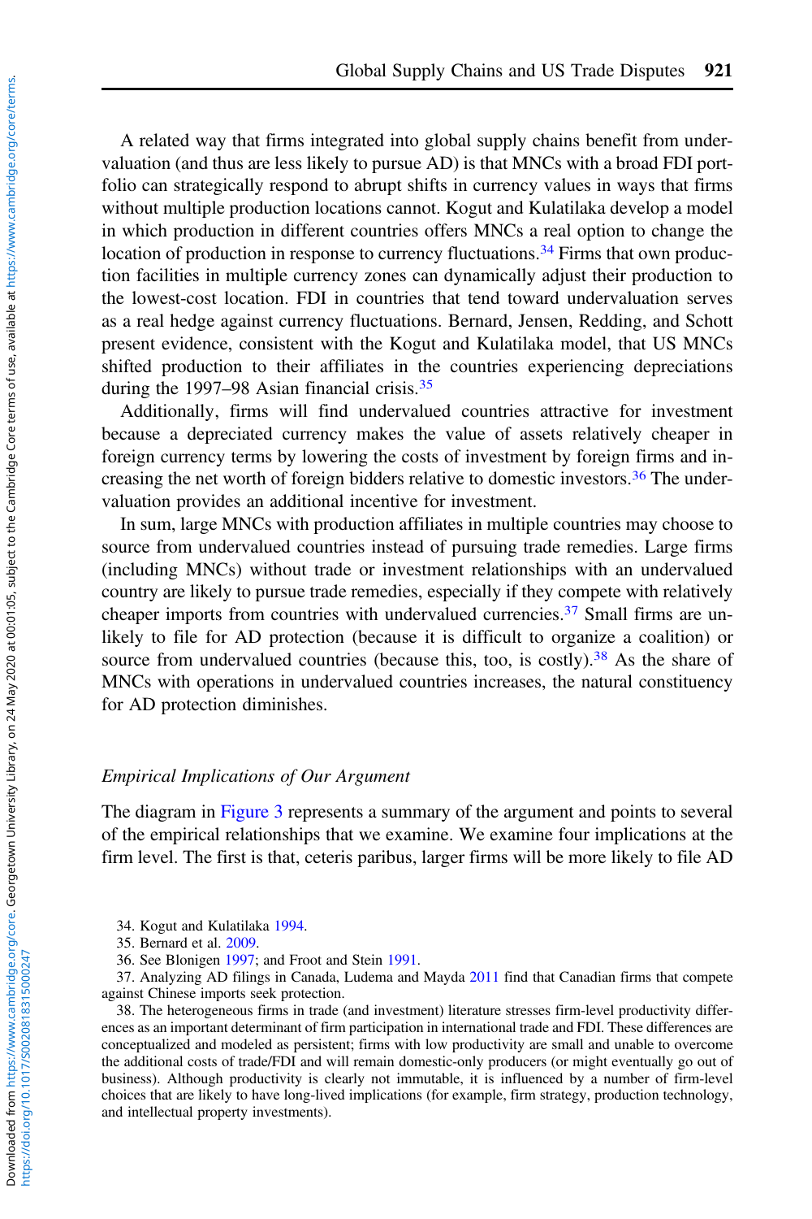A related way that firms integrated into global supply chains benefit from undervaluation (and thus are less likely to pursue AD) is that MNCs with a broad FDI portfolio can strategically respond to abrupt shifts in currency values in ways that firms without multiple production locations cannot. Kogut and Kulatilaka develop a model in which production in different countries offers MNCs a real option to change the location of production in response to currency fluctuations.[34] Firms that own production facilities in multiple currency zones can dynamically adjust their production to the lowest-cost location. FDI in countries that tend toward undervaluation serves as a real hedge against currency fluctuations. Bernard, Jensen, Redding, and Schott present evidence, consistent with the Kogut and Kulatilaka model, that US MNCs shifted production to their affiliates in the countries experiencing depreciations during the 1997–98 Asian financial crisis.[35]

Additionally, firms will find undervalued countries attractive for investment because a depreciated currency makes the value of assets relatively cheaper in foreign currency terms by lowering the costs of investment by foreign firms and increasing the net worth of foreign bidders relative to domestic investors.[36] The undervaluation provides an additional incentive for investment.

In sum, large MNCs with production affiliates in multiple countries may choose to source from undervalued countries instead of pursuing trade remedies. Large firms (including MNCs) without trade or investment relationships with an undervalued country are likely to pursue trade remedies, especially if they compete with relatively cheaper imports from countries with undervalued currencies.[37] Small firms are unlikely to file for AD protection (because it is difficult to organize a coalition) or source from undervalued countries (because this, too, is costly).[38] As the share of MNCs with operations in undervalued countries increases, the natural constituency for AD protection diminishes.

### *Empirical Implications of Our Argument*

The diagram in Figure 3 represents a summary of the argument and points to several of the empirical relationships that we examine. We examine four implications at the firm level. The first is that, ceteris paribus, larger firms will be more likely to file AD

34. Kogut and Kulatilaka 1994.

35. Bernard et al. 2009.

36. See Blonigen 1997; and Froot and Stein 1991.

37. Analyzing AD filings in Canada, Ludema and Mayda 2011 find that Canadian firms that compete against Chinese imports seek protection.

38. The heterogeneous firms in trade (and investment) literature stresses firm-level productivity differences as an important determinant of firm participation in international trade and FDI. These differences are conceptualized and modeled as persistent; firms with low productivity are small and unable to overcome the additional costs of trade/FDI and will remain domestic-only producers (or might eventually go out of business). Although productivity is clearly not immutable, it is influenced by a number of firm-level choices that are likely to have long-lived implications (for example, firm strategy, production technology, and intellectual property investments).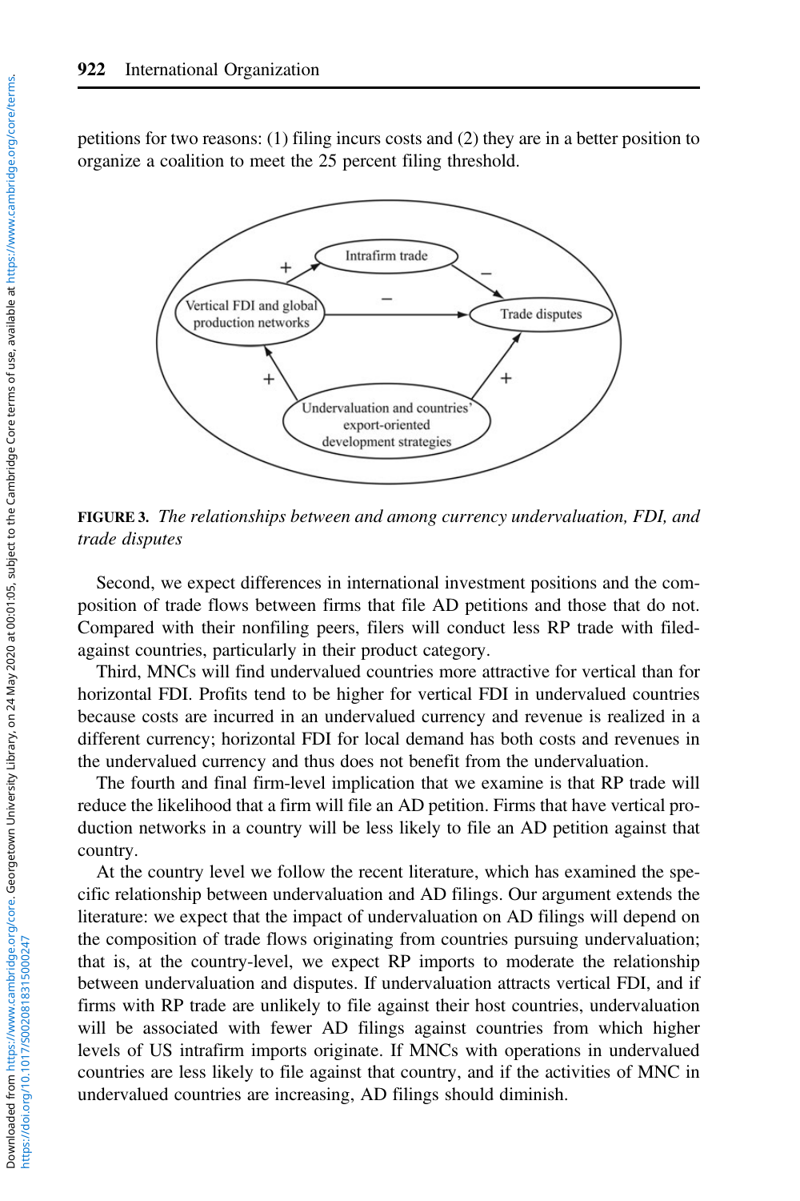petitions for two reasons: (1) filing incurs costs and (2) they are in a better position to organize a coalition to meet the 25 percent filing threshold.

**FIGURE 3.** *The relationships between and among currency undervaluation, FDI, and trade disputes*

Second, we expect differences in international investment positions and the composition of trade flows between firms that file AD petitions and those that do not. Compared with their nonfiling peers, filers will conduct less RP trade with filed-against countries, particularly in their product category.

Third, MNCs will find undervalued countries more attractive for vertical than for horizontal FDI. Profits tend to be higher for vertical FDI in undervalued countries because costs are incurred in an undervalued currency and revenue is realized in a different currency; horizontal FDI for local demand has both costs and revenues in the undervalued currency and thus does not benefit from the undervaluation.

The fourth and final firm-level implication that we examine is that RP trade will reduce the likelihood that a firm will file an AD petition. Firms that have vertical production networks in a country will be less likely to file an AD petition against that country.

At the country level we follow the recent literature, which has examined the specific relationship between undervaluation and AD filings. Our argument extends the literature: we expect that the impact of undervaluation on AD filings will depend on the composition of trade flows originating from countries pursuing undervaluation; that is, at the country-level, we expect RP imports to moderate the relationship between undervaluation and disputes. If undervaluation attracts vertical FDI, and if firms with RP trade are unlikely to file against their host countries, undervaluation will be associated with fewer AD filings against countries from which higher levels of US intrafirm imports originate. If MNCs with operations in undervalued countries are less likely to file against that country, and if the activities of MNC in undervalued countries are increasing, AD filings should diminish.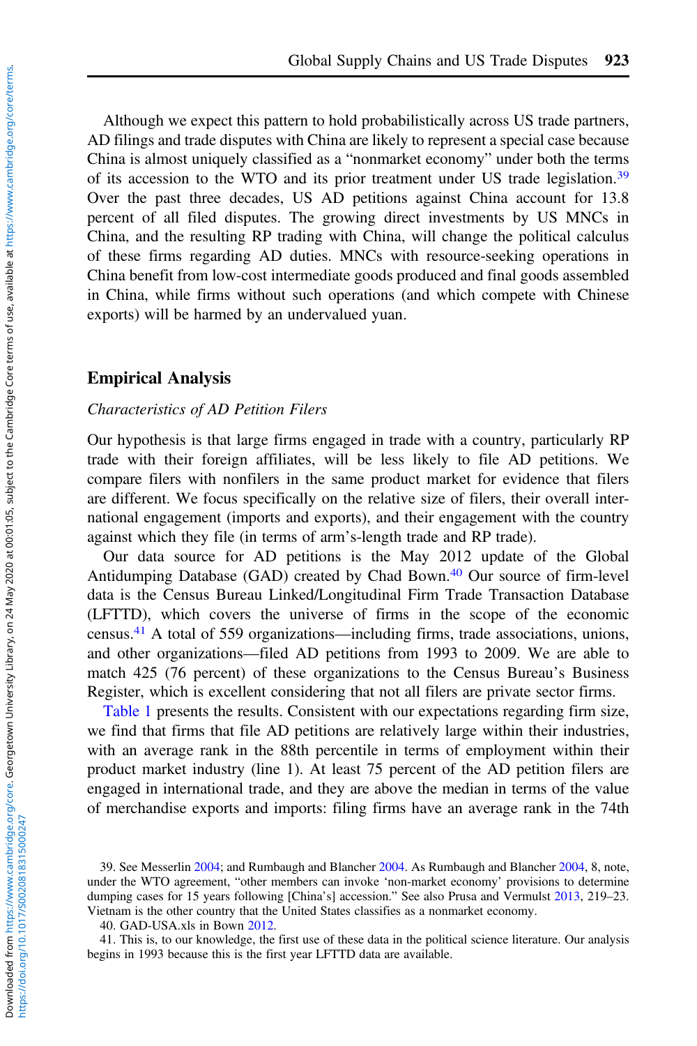Although we expect this pattern to hold probabilistically across US trade partners, AD filings and trade disputes with China are likely to represent a special case because China is almost uniquely classified as a "nonmarket economy" under both the terms of its accession to the WTO and its prior treatment under US trade legislation.[39] Over the past three decades, US AD petitions against China account for 13.8 percent of all filed disputes. The growing direct investments by US MNCs in China, and the resulting RP trading with China, will change the political calculus of these firms regarding AD duties. MNCs with resource-seeking operations in China benefit from low-cost intermediate goods produced and final goods assembled in China, while firms without such operations (and which compete with Chinese exports) will be harmed by an undervalued yuan.

## Empirical Analysis

### *Characteristics of AD Petition Filers*

Our hypothesis is that large firms engaged in trade with a country, particularly RP trade with their foreign affiliates, will be less likely to file AD petitions. We compare filers with nonfilers in the same product market for evidence that filers are different. We focus specifically on the relative size of filers, their overall international engagement (imports and exports), and their engagement with the country against which they file (in terms of arm's-length trade and RP trade).

Our data source for AD petitions is the May 2012 update of the Global Antidumping Database (GAD) created by Chad Bown.[40] Our source of firm-level data is the Census Bureau Linked/Longitudinal Firm Trade Transaction Database (LFTTD), which covers the universe of firms in the scope of the economic census.[41] A total of 559 organizations—including firms, trade associations, unions, and other organizations—filed AD petitions from 1993 to 2009. We are able to match 425 (76 percent) of these organizations to the Census Bureau's Business Register, which is excellent considering that not all filers are private sector firms.

Table 1 presents the results. Consistent with our expectations regarding firm size, we find that firms that file AD petitions are relatively large within their industries, with an average rank in the 88th percentile in terms of employment within their product market industry (line 1). At least 75 percent of the AD petition filers are engaged in international trade, and they are above the median in terms of the value of merchandise exports and imports: filing firms have an average rank in the 74th

39. See Messerlin 2004; and Rumbaugh and Blancher 2004. As Rumbaugh and Blancher 2004, 8, note, under the WTO agreement, "other members can invoke 'non-market economy' provisions to determine dumping cases for 15 years following [China's] accession." See also Prusa and Vermulst 2013, 219–23. Vietnam is the other country that the United States classifies as a nonmarket economy.

40. GAD-USA.xls in Bown 2012.

41. This is, to our knowledge, the first use of these data in the political science literature. Our analysis begins in 1993 because this is the first year LFTTD data are available.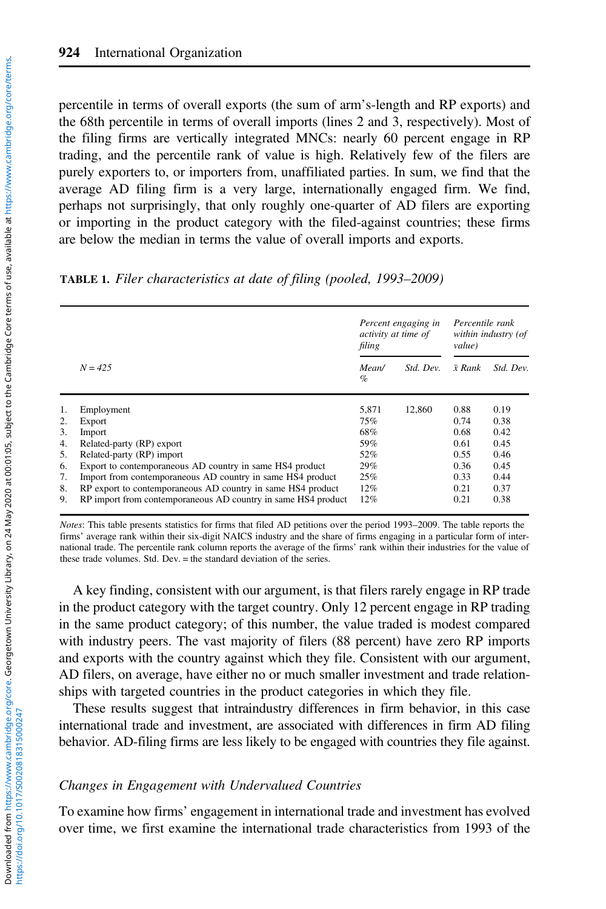percentile in terms of overall exports (the sum of arm's-length and RP exports) and the 68th percentile in terms of overall imports (lines 2 and 3, respectively). Most of the filing firms are vertically integrated MNCs: nearly 60 percent engage in RP trading, and the percentile rank of value is high. Relatively few of the filers are purely exporters to, or importers from, unaffiliated parties. In sum, we find that the average AD filing firm is a very large, internationally engaged firm. We find, perhaps not surprisingly, that only roughly one-quarter of AD filers are exporting or importing in the product category with the filed-against countries; these firms are below the median in terms the value of overall imports and exports.

**TABLE 1.** *Filer characteristics at date of filing (pooled, 1993–2009)*

| | | *Percent engaging in activity at time of filing* | | *Percentile rank within industry (of value)* | |
|---|---|---|---|---|---|
| | *N = 425* | *Mean/ %* | *Std. Dev.* | *$\bar{x}$ Rank* | *Std. Dev.* |
| 1. | Employment | 5,871 | 12,860 | 0.88 | 0.19 |
| 2. | Export | 75% | | 0.74 | 0.38 |
| 3. | Import | 68% | | 0.68 | 0.42 |
| 4. | Related-party (RP) export | 59% | | 0.61 | 0.45 |
| 5. | Related-party (RP) import | 52% | | 0.55 | 0.46 |
| 6. | Export to contemporaneous AD country in same HS4 product | 29% | | 0.36 | 0.45 |
| 7. | Import from contemporaneous AD country in same HS4 product | 25% | | 0.33 | 0.44 |
| 8. | RP export to contemporaneous AD country in same HS4 product | 12% | | 0.21 | 0.37 |
| 9. | RP import from contemporaneous AD country in same HS4 product | 12% | | 0.21 | 0.38 |

*Notes*: This table presents statistics for firms that filed AD petitions over the period 1993–2009. The table reports the firms' average rank within their six-digit NAICS industry and the share of firms engaging in a particular form of international trade. The percentile rank column reports the average of the firms' rank within their industries for the value of these trade volumes. Std. Dev. = the standard deviation of the series.

A key finding, consistent with our argument, is that filers rarely engage in RP trade in the product category with the target country. Only 12 percent engage in RP trading in the same product category; of this number, the value traded is modest compared with industry peers. The vast majority of filers (88 percent) have zero RP imports and exports with the country against which they file. Consistent with our argument, AD filers, on average, have either no or much smaller investment and trade relationships with targeted countries in the product categories in which they file.

These results suggest that intraindustry differences in firm behavior, in this case international trade and investment, are associated with differences in firm AD filing behavior. AD-filing firms are less likely to be engaged with countries they file against.

### *Changes in Engagement with Undervalued Countries*

To examine how firms' engagement in international trade and investment has evolved over time, we first examine the international trade characteristics from 1993 of the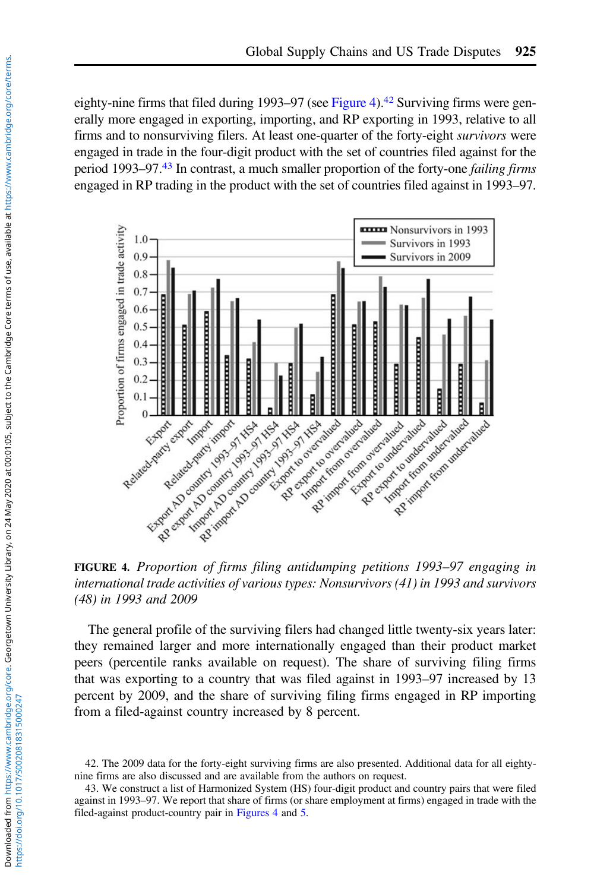eighty-nine firms that filed during 1993–97 (see Figure 4).[42] Surviving firms were generally more engaged in exporting, importing, and RP exporting in 1993, relative to all firms and to nonsurviving filers. At least one-quarter of the forty-eight *survivors* were engaged in trade in the four-digit product with the set of countries filed against for the period 1993–97.[43] In contrast, a much smaller proportion of the forty-one *failing firms* engaged in RP trading in the product with the set of countries filed against in 1993–97.

**FIGURE 4.** *Proportion of firms filing antidumping petitions 1993–97 engaging in international trade activities of various types: Nonsurvivors (41) in 1993 and survivors (48) in 1993 and 2009*

The general profile of the surviving filers had changed little twenty-six years later: they remained larger and more internationally engaged than their product market peers (percentile ranks available on request). The share of surviving filing firms that was exporting to a country that was filed against in 1993–97 increased by 13 percent by 2009, and the share of surviving filing firms engaged in RP importing from a filed-against country increased by 8 percent.

42. The 2009 data for the forty-eight surviving firms are also presented. Additional data for all eighty-nine firms are also discussed and are available from the authors on request.

43. We construct a list of Harmonized System (HS) four-digit product and country pairs that were filed against in 1993–97. We report that share of firms (or share employment at firms) engaged in trade with the filed-against product-country pair in Figures 4 and 5.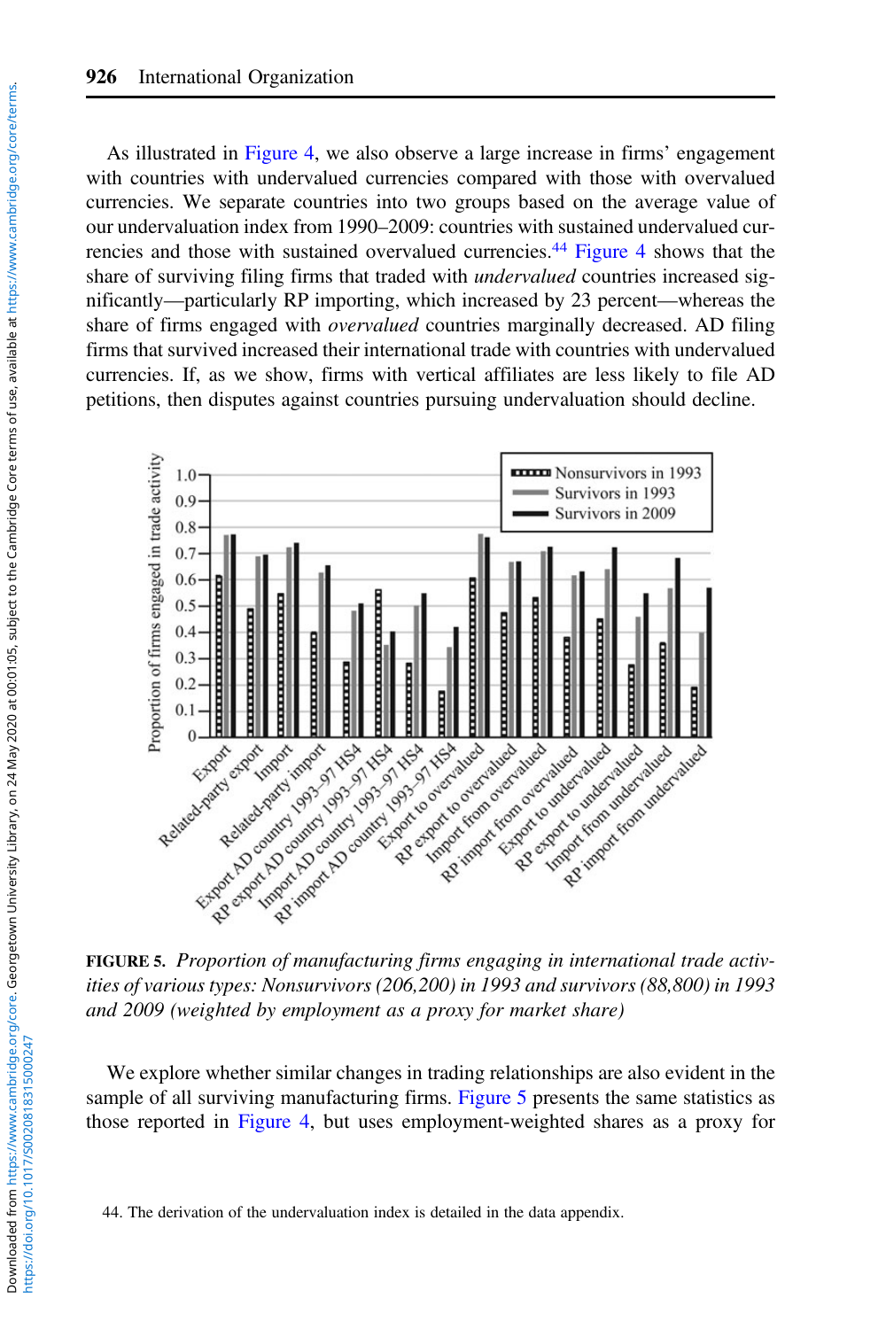As illustrated in Figure 4, we also observe a large increase in firms' engagement with countries with undervalued currencies compared with those with overvalued currencies. We separate countries into two groups based on the average value of our undervaluation index from 1990–2009: countries with sustained undervalued currencies and those with sustained overvalued currencies.[44] Figure 4 shows that the share of surviving filing firms that traded with *undervalued* countries increased significantly—particularly RP importing, which increased by 23 percent—whereas the share of firms engaged with *overvalued* countries marginally decreased. AD filing firms that survived increased their international trade with countries with undervalued currencies. If, as we show, firms with vertical affiliates are less likely to file AD petitions, then disputes against countries pursuing undervaluation should decline.

**FIGURE 5.** *Proportion of manufacturing firms engaging in international trade activities of various types: Nonsurvivors (206,200) in 1993 and survivors (88,800) in 1993 and 2009 (weighted by employment as a proxy for market share)*

We explore whether similar changes in trading relationships are also evident in the sample of all surviving manufacturing firms. Figure 5 presents the same statistics as those reported in Figure 4, but uses employment-weighted shares as a proxy for

44. The derivation of the undervaluation index is detailed in the data appendix.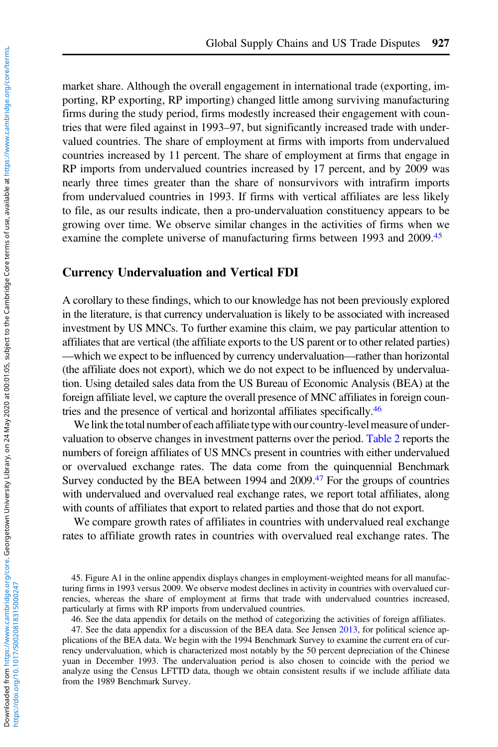market share. Although the overall engagement in international trade (exporting, importing, RP exporting, RP importing) changed little among surviving manufacturing firms during the study period, firms modestly increased their engagement with countries that were filed against in 1993–97, but significantly increased trade with undervalued countries. The share of employment at firms with imports from undervalued countries increased by 11 percent. The share of employment at firms that engage in RP imports from undervalued countries increased by 17 percent, and by 2009 was nearly three times greater than the share of nonsurvivors with intrafirm imports from undervalued countries in 1993. If firms with vertical affiliates are less likely to file, as our results indicate, then a pro-undervaluation constituency appears to be growing over time. We observe similar changes in the activities of firms when we examine the complete universe of manufacturing firms between 1993 and 2009.[45]

## Currency Undervaluation and Vertical FDI

A corollary to these findings, which to our knowledge has not been previously explored in the literature, is that currency undervaluation is likely to be associated with increased investment by US MNCs. To further examine this claim, we pay particular attention to affiliates that are vertical (the affiliate exports to the US parent or to other related parties)—which we expect to be influenced by currency undervaluation—rather than horizontal (the affiliate does not export), which we do not expect to be influenced by undervaluation. Using detailed sales data from the US Bureau of Economic Analysis (BEA) at the foreign affiliate level, we capture the overall presence of MNC affiliates in foreign countries and the presence of vertical and horizontal affiliates specifically.[46]

We link the total number of each affiliate type with our country-level measure of undervaluation to observe changes in investment patterns over the period. Table 2 reports the numbers of foreign affiliates of US MNCs present in countries with either undervalued or overvalued exchange rates. The data come from the quinquennial Benchmark Survey conducted by the BEA between 1994 and 2009.[47] For the groups of countries with undervalued and overvalued real exchange rates, we report total affiliates, along with counts of affiliates that export to related parties and those that do not export.

We compare growth rates of affiliates in countries with undervalued real exchange rates to affiliate growth rates in countries with overvalued real exchange rates. The

45. Figure A1 in the online appendix displays changes in employment-weighted means for all manufacturing firms in 1993 versus 2009. We observe modest declines in activity in countries with overvalued currencies, whereas the share of employment at firms that trade with undervalued countries increased, particularly at firms with RP imports from undervalued countries.

46. See the data appendix for details on the method of categorizing the activities of foreign affiliates.

47. See the data appendix for a discussion of the BEA data. See Jensen 2013, for political science applications of the BEA data. We begin with the 1994 Benchmark Survey to examine the current era of currency undervaluation, which is characterized most notably by the 50 percent depreciation of the Chinese yuan in December 1993. The undervaluation period is also chosen to coincide with the period we analyze using the Census LFTTD data, though we obtain consistent results if we include affiliate data from the 1989 Benchmark Survey.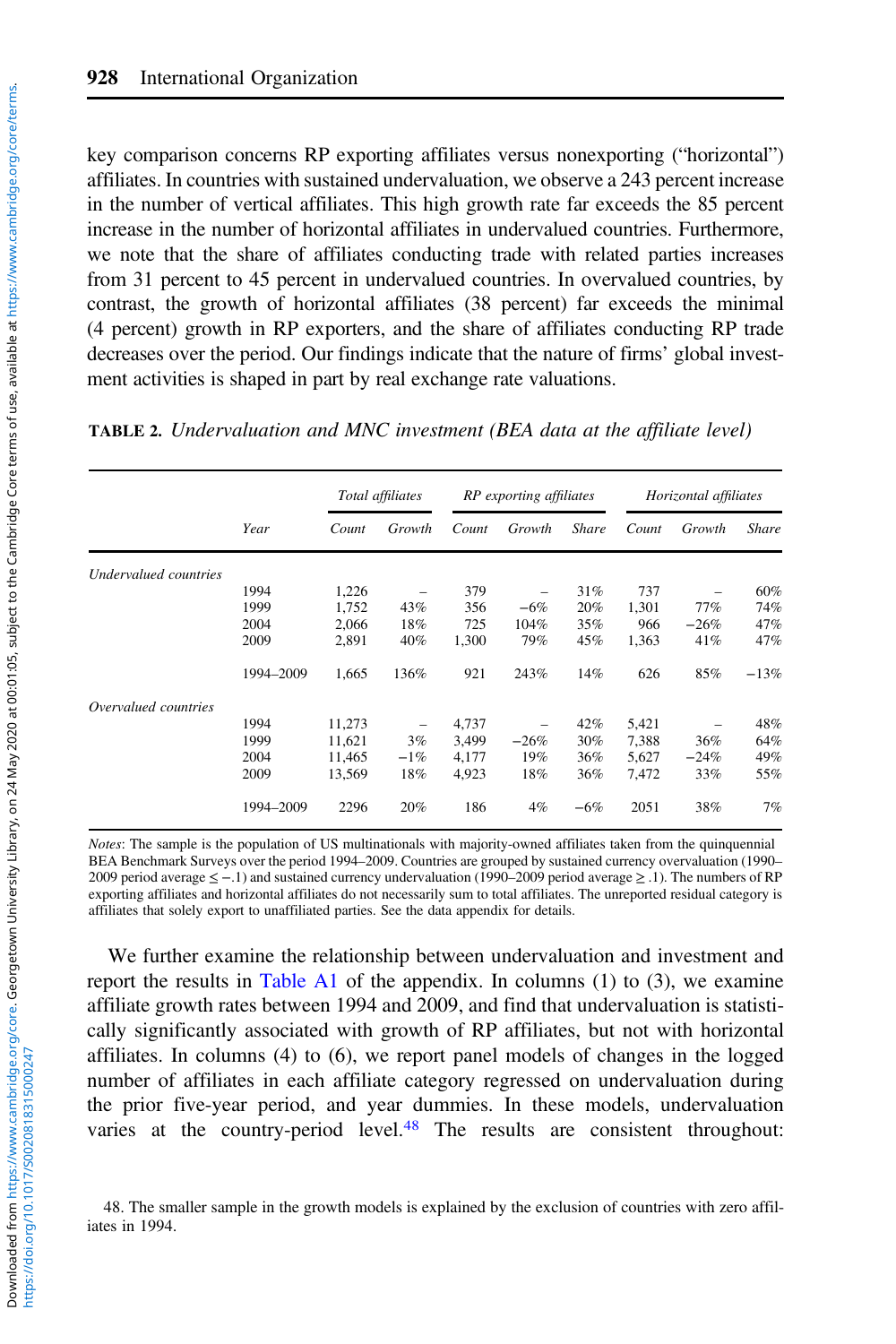key comparison concerns RP exporting affiliates versus nonexporting ("horizontal") affiliates. In countries with sustained undervaluation, we observe a 243 percent increase in the number of vertical affiliates. This high growth rate far exceeds the 85 percent increase in the number of horizontal affiliates in undervalued countries. Furthermore, we note that the share of affiliates conducting trade with related parties increases from 31 percent to 45 percent in undervalued countries. In overvalued countries, by contrast, the growth of horizontal affiliates (38 percent) far exceeds the minimal (4 percent) growth in RP exporters, and the share of affiliates conducting RP trade decreases over the period. Our findings indicate that the nature of firms' global investment activities is shaped in part by real exchange rate valuations.

**TABLE 2.** *Undervaluation and MNC investment (BEA data at the affiliate level)*

| | | *Total affiliates* | | *RP exporting affiliates* | | | *Horizontal affiliates* | | |
|---|---|---|---|---|---|---|---|---|---|
| | *Year* | *Count* | *Growth* | *Count* | *Growth* | *Share* | *Count* | *Growth* | *Share* |
| *Undervalued countries* | | | | | | | | | |
| | 1994 | 1,226 | – | 379 | – | 31% | 737 | – | 60% |
| | 1999 | 1,752 | 43% | 356 | −6% | 20% | 1,301 | 77% | 74% |
| | 2004 | 2,066 | 18% | 725 | 104% | 35% | 966 | −26% | 47% |
| | 2009 | 2,891 | 40% | 1,300 | 79% | 45% | 1,363 | 41% | 47% |
| | 1994–2009 | 1,665 | 136% | 921 | 243% | 14% | 626 | 85% | −13% |
| *Overvalued countries* | | | | | | | | | |
| | 1994 | 11,273 | – | 4,737 | – | 42% | 5,421 | – | 48% |
| | 1999 | 11,621 | 3% | 3,499 | −26% | 30% | 7,388 | 36% | 64% |
| | 2004 | 11,465 | −1% | 4,177 | 19% | 36% | 5,627 | −24% | 49% |
| | 2009 | 13,569 | 18% | 4,923 | 18% | 36% | 7,472 | 33% | 55% |
| | 1994–2009 | 2296 | 20% | 186 | 4% | −6% | 2051 | 38% | 7% |

*Notes*: The sample is the population of US multinationals with majority-owned affiliates taken from the quinquennial BEA Benchmark Surveys over the period 1994–2009. Countries are grouped by sustained currency overvaluation (1990–2009 period average ≤ −.1) and sustained currency undervaluation (1990–2009 period average ≥ .1). The numbers of RP exporting affiliates and horizontal affiliates do not necessarily sum to total affiliates. The unreported residual category is affiliates that solely export to unaffiliated parties. See the data appendix for details.

We further examine the relationship between undervaluation and investment and report the results in Table A1 of the appendix. In columns (1) to (3), we examine affiliate growth rates between 1994 and 2009, and find that undervaluation is statistically significantly associated with growth of RP affiliates, but not with horizontal affiliates. In columns (4) to (6), we report panel models of changes in the logged number of affiliates in each affiliate category regressed on undervaluation during the prior five-year period, and year dummies. In these models, undervaluation varies at the country-period level.[48] The results are consistent throughout:

48. The smaller sample in the growth models is explained by the exclusion of countries with zero affiliates in 1994.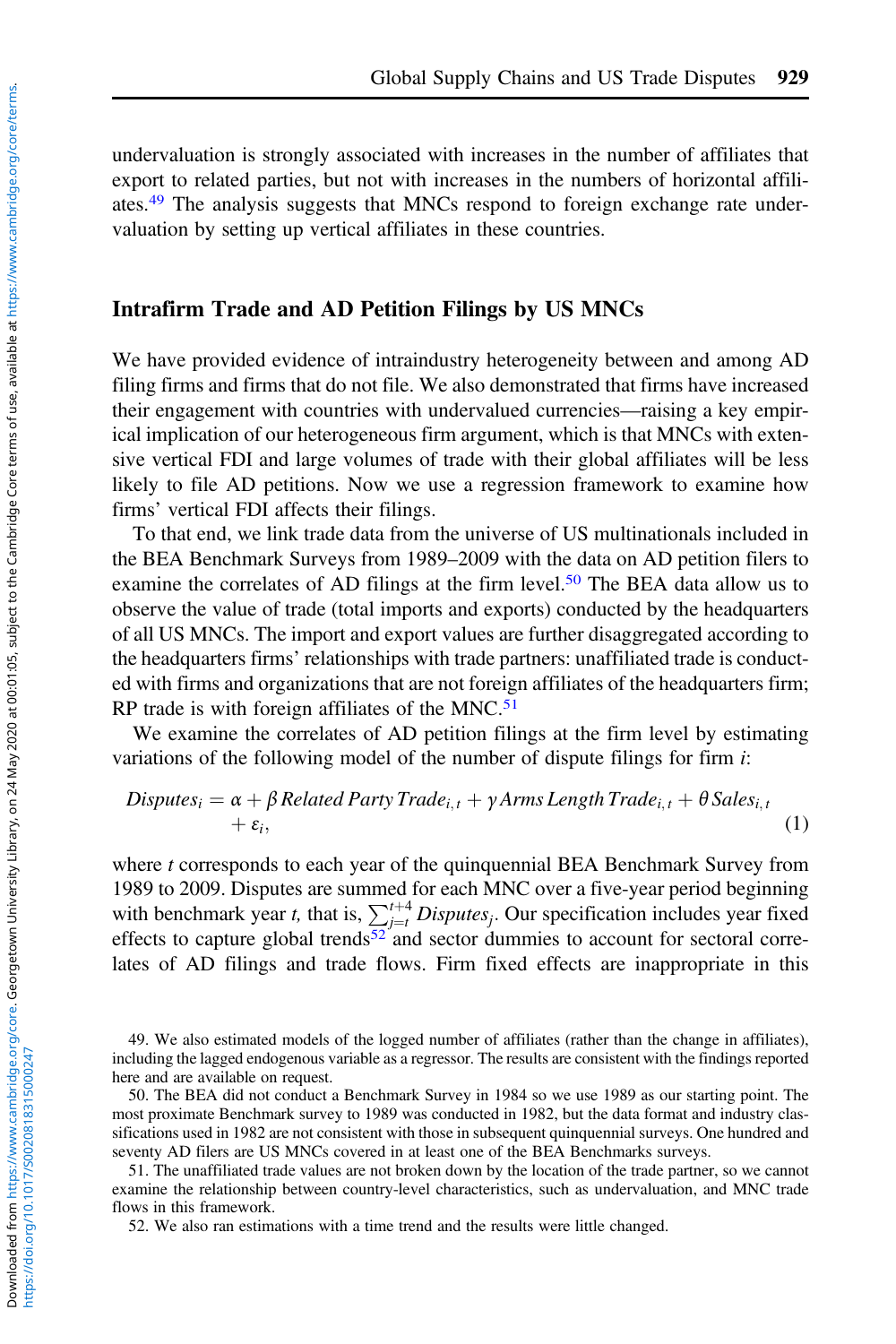undervaluation is strongly associated with increases in the number of affiliates that export to related parties, but not with increases in the numbers of horizontal affiliates.[49] The analysis suggests that MNCs respond to foreign exchange rate undervaluation by setting up vertical affiliates in these countries.

## Intrafirm Trade and AD Petition Filings by US MNCs

We have provided evidence of intraindustry heterogeneity between and among AD filing firms and firms that do not file. We also demonstrated that firms have increased their engagement with countries with undervalued currencies—raising a key empirical implication of our heterogeneous firm argument, which is that MNCs with extensive vertical FDI and large volumes of trade with their global affiliates will be less likely to file AD petitions. Now we use a regression framework to examine how firms' vertical FDI affects their filings.

To that end, we link trade data from the universe of US multinationals included in the BEA Benchmark Surveys from 1989–2009 with the data on AD petition filers to examine the correlates of AD filings at the firm level.[50] The BEA data allow us to observe the value of trade (total imports and exports) conducted by the headquarters of all US MNCs. The import and export values are further disaggregated according to the headquarters firms' relationships with trade partners: unaffiliated trade is conducted with firms and organizations that are not foreign affiliates of the headquarters firm; RP trade is with foreign affiliates of the MNC.[51]

We examine the correlates of AD petition filings at the firm level by estimating variations of the following model of the number of dispute filings for firm $i$:

$$Disputes_i = \alpha + \beta \, Related\, Party\, Trade_{i,t} + \gamma \, Arms\, Length\, Trade_{i,t} + \theta \, Sales_{i,t} + \varepsilon_i, \tag{1}$$

where $t$ corresponds to each year of the quinquennial BEA Benchmark Survey from 1989 to 2009. Disputes are summed for each MNC over a five-year period beginning with benchmark year $t$, that is, $\sum_{j=t}^{t+4} Disputes_j$. Our specification includes year fixed effects to capture global trends[52] and sector dummies to account for sectoral correlates of AD filings and trade flows. Firm fixed effects are inappropriate in this

49. We also estimated models of the logged number of affiliates (rather than the change in affiliates), including the lagged endogenous variable as a regressor. The results are consistent with the findings reported here and are available on request.

50. The BEA did not conduct a Benchmark Survey in 1984 so we use 1989 as our starting point. The most proximate Benchmark survey to 1989 was conducted in 1982, but the data format and industry classifications used in 1982 are not consistent with those in subsequent quinquennial surveys. One hundred and seventy AD filers are US MNCs covered in at least one of the BEA Benchmarks surveys.

51. The unaffiliated trade values are not broken down by the location of the trade partner, so we cannot examine the relationship between country-level characteristics, such as undervaluation, and MNC trade flows in this framework.

52. We also ran estimations with a time trend and the results were little changed.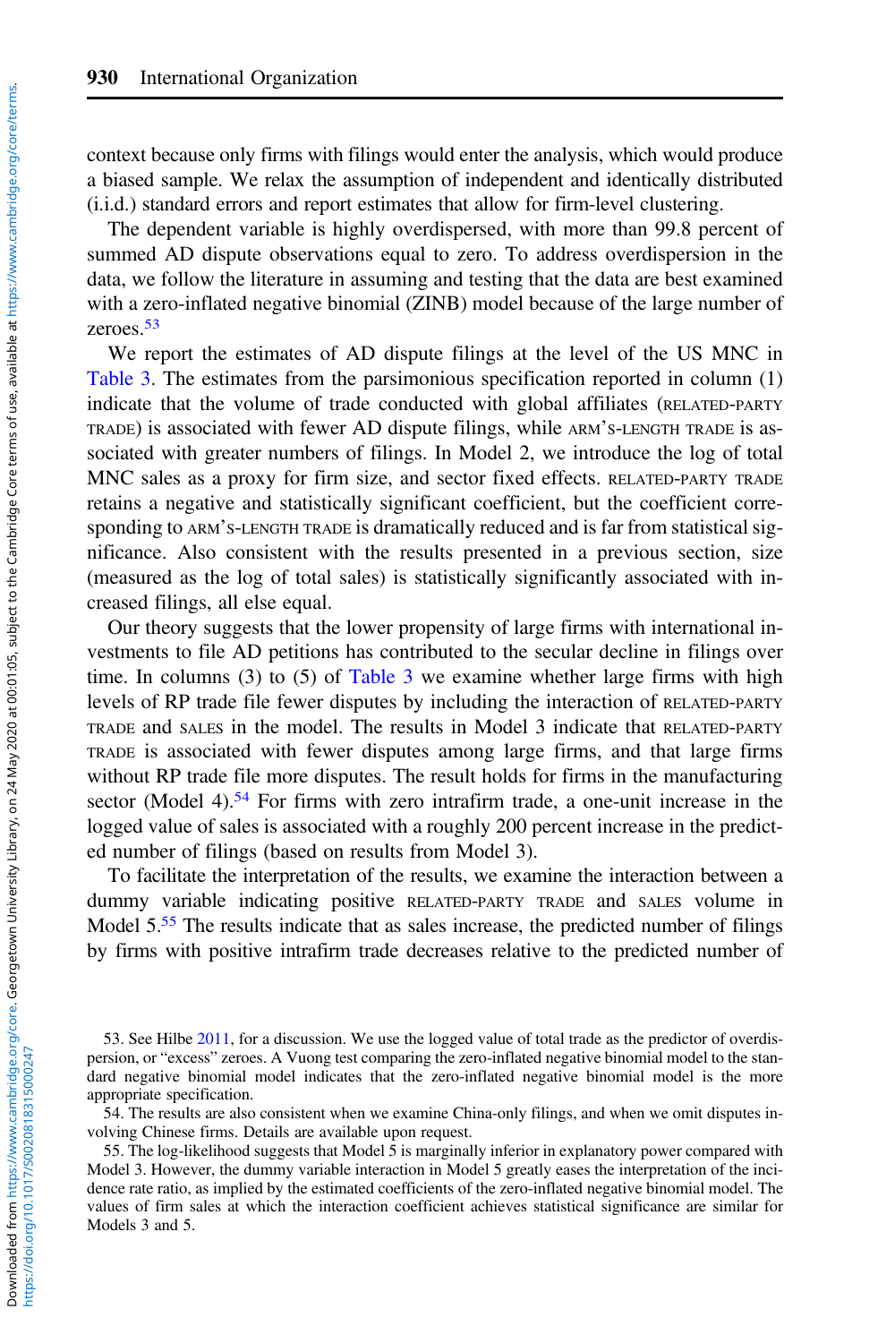context because only firms with filings would enter the analysis, which would produce a biased sample. We relax the assumption of independent and identically distributed (i.i.d.) standard errors and report estimates that allow for firm-level clustering.

The dependent variable is highly overdispersed, with more than 99.8 percent of summed AD dispute observations equal to zero. To address overdispersion in the data, we follow the literature in assuming and testing that the data are best examined with a zero-inflated negative binomial (ZINB) model because of the large number of zeroes.[53]

We report the estimates of AD dispute filings at the level of the US MNC in Table 3. The estimates from the parsimonious specification reported in column (1) indicate that the volume of trade conducted with global affiliates (RELATED-PARTY TRADE) is associated with fewer AD dispute filings, while ARM'S-LENGTH TRADE is associated with greater numbers of filings. In Model 2, we introduce the log of total MNC sales as a proxy for firm size, and sector fixed effects. RELATED-PARTY TRADE retains a negative and statistically significant coefficient, but the coefficient corresponding to ARM'S-LENGTH TRADE is dramatically reduced and is far from statistical significance. Also consistent with the results presented in a previous section, size (measured as the log of total sales) is statistically significantly associated with increased filings, all else equal.

Our theory suggests that the lower propensity of large firms with international investments to file AD petitions has contributed to the secular decline in filings over time. In columns (3) to (5) of Table 3 we examine whether large firms with high levels of RP trade file fewer disputes by including the interaction of RELATED-PARTY TRADE and SALES in the model. The results in Model 3 indicate that RELATED-PARTY TRADE is associated with fewer disputes among large firms, and that large firms without RP trade file more disputes. The result holds for firms in the manufacturing sector (Model 4).[54] For firms with zero intrafirm trade, a one-unit increase in the logged value of sales is associated with a roughly 200 percent increase in the predicted number of filings (based on results from Model 3).

To facilitate the interpretation of the results, we examine the interaction between a dummy variable indicating positive RELATED-PARTY TRADE and SALES volume in Model 5.[55] The results indicate that as sales increase, the predicted number of filings by firms with positive intrafirm trade decreases relative to the predicted number of

53. See Hilbe 2011, for a discussion. We use the logged value of total trade as the predictor of overdispersion, or "excess" zeroes. A Vuong test comparing the zero-inflated negative binomial model to the standard negative binomial model indicates that the zero-inflated negative binomial model is the more appropriate specification.

54. The results are also consistent when we examine China-only filings, and when we omit disputes involving Chinese firms. Details are available upon request.

55. The log-likelihood suggests that Model 5 is marginally inferior in explanatory power compared with Model 3. However, the dummy variable interaction in Model 5 greatly eases the interpretation of the incidence rate ratio, as implied by the estimated coefficients of the zero-inflated negative binomial model. The values of firm sales at which the interaction coefficient achieves statistical significance are similar for Models 3 and 5.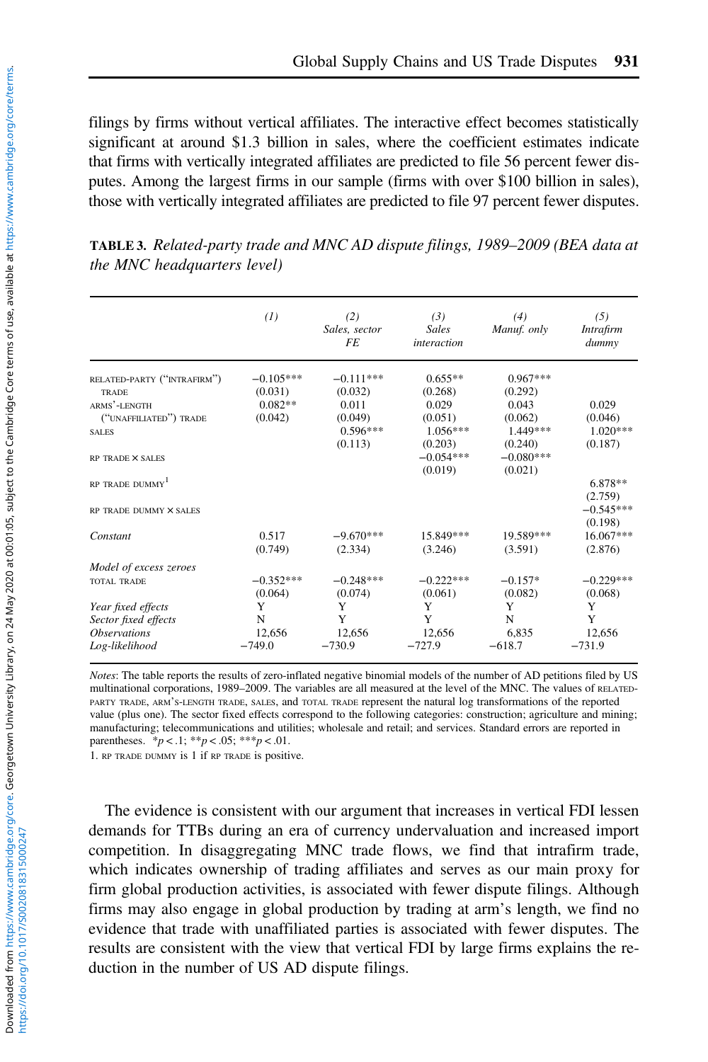filings by firms without vertical affiliates. The interactive effect becomes statistically significant at around $1.3 billion in sales, where the coefficient estimates indicate that firms with vertically integrated affiliates are predicted to file 56 percent fewer disputes. Among the largest firms in our sample (firms with over $100 billion in sales), those with vertically integrated affiliates are predicted to file 97 percent fewer disputes.

**TABLE 3.** *Related-party trade and MNC AD dispute filings, 1989–2009 (BEA data at the MNC headquarters level)*

| | *(1)* | *(2) Sales, sector FE* | *(3) Sales interaction* | *(4) Manuf. only* | *(5) Intrafirm dummy* |
|---|---|---|---|---|---|
| RELATED-PARTY ("INTRAFIRM") TRADE | −0.105*** | −0.111*** | 0.655** | 0.967*** | |
| | (0.031) | (0.032) | (0.268) | (0.292) | |
| ARMS'-LENGTH ("UNAFFILIATED") TRADE | 0.082** | 0.011 | 0.029 | 0.043 | 0.029 |
| | (0.042) | (0.049) | (0.051) | (0.062) | (0.046) |
| SALES | | 0.596*** | 1.056*** | 1.449*** | 1.020*** |
| | | (0.113) | (0.203) | (0.240) | (0.187) |
| RP TRADE × SALES | | | −0.054*** | −0.080*** | |
| | | | (0.019) | (0.021) | |
| RP TRADE DUMMY[1] | | | | | 6.878** |
| | | | | | (2.759) |
| RP TRADE DUMMY × SALES | | | | | −0.545*** |
| | | | | | (0.198) |
| *Constant* | 0.517 | −9.670*** | 15.849*** | 19.589*** | 16.067*** |
| | (0.749) | (2.334) | (3.246) | (3.591) | (2.876) |
| *Model of excess zeroes* | | | | | |
| TOTAL TRADE | −0.352*** | −0.248*** | −0.222*** | −0.157* | −0.229*** |
| | (0.064) | (0.074) | (0.061) | (0.082) | (0.068) |
| *Year fixed effects* | Y | Y | Y | Y | Y |
| *Sector fixed effects* | N | Y | Y | N | Y |
| *Observations* | 12,656 | 12,656 | 12,656 | 6,835 | 12,656 |
| *Log-likelihood* | −749.0 | −730.9 | −727.9 | −618.7 | −731.9 |

*Notes*: The table reports the results of zero-inflated negative binomial models of the number of AD petitions filed by US multinational corporations, 1989–2009. The variables are all measured at the level of the MNC. The values of RELATED-PARTY TRADE, ARM'S-LENGTH TRADE, SALES, and TOTAL TRADE represent the natural log transformations of the reported value (plus one). The sector fixed effects correspond to the following categories: construction; agriculture and mining; manufacturing; telecommunications and utilities; wholesale and retail; and services. Standard errors are reported in parentheses. $^*p < .1$; $^{**}p < .05$; $^{***}p < .01$.

1. RP TRADE DUMMY is 1 if RP TRADE is positive.

The evidence is consistent with our argument that increases in vertical FDI lessen demands for TTBs during an era of currency undervaluation and increased import competition. In disaggregating MNC trade flows, we find that intrafirm trade, which indicates ownership of trading affiliates and serves as our main proxy for firm global production activities, is associated with fewer dispute filings. Although firms may also engage in global production by trading at arm's length, we find no evidence that trade with unaffiliated parties is associated with fewer disputes. The results are consistent with the view that vertical FDI by large firms explains the reduction in the number of US AD dispute filings.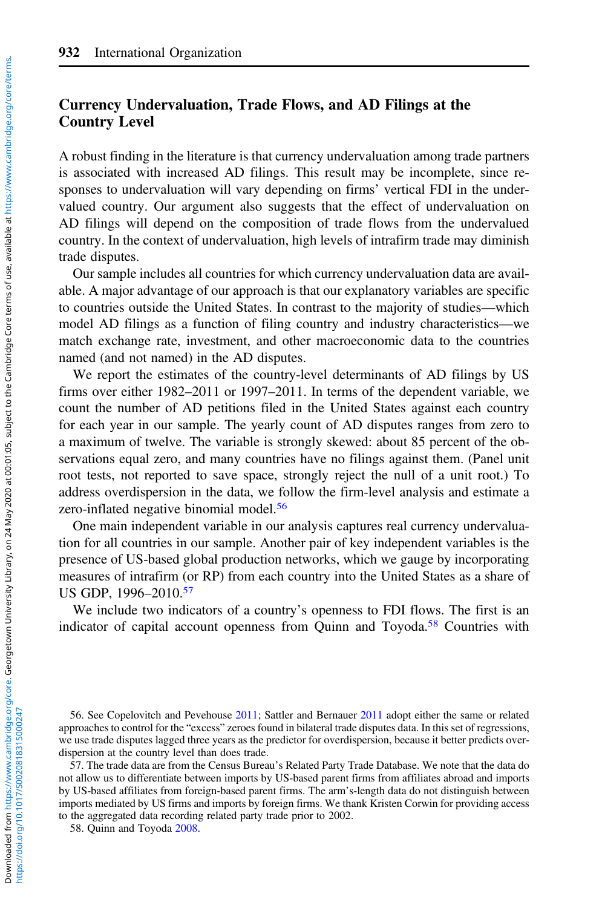## Currency Undervaluation, Trade Flows, and AD Filings at the Country Level

A robust finding in the literature is that currency undervaluation among trade partners is associated with increased AD filings. This result may be incomplete, since responses to undervaluation will vary depending on firms' vertical FDI in the undervalued country. Our argument also suggests that the effect of undervaluation on AD filings will depend on the composition of trade flows from the undervalued country. In the context of undervaluation, high levels of intrafirm trade may diminish trade disputes.

Our sample includes all countries for which currency undervaluation data are available. A major advantage of our approach is that our explanatory variables are specific to countries outside the United States. In contrast to the majority of studies—which model AD filings as a function of filing country and industry characteristics—we match exchange rate, investment, and other macroeconomic data to the countries named (and not named) in the AD disputes.

We report the estimates of the country-level determinants of AD filings by US firms over either 1982–2011 or 1997–2011. In terms of the dependent variable, we count the number of AD petitions filed in the United States against each country for each year in our sample. The yearly count of AD disputes ranges from zero to a maximum of twelve. The variable is strongly skewed: about 85 percent of the observations equal zero, and many countries have no filings against them. (Panel unit root tests, not reported to save space, strongly reject the null of a unit root.) To address overdispersion in the data, we follow the firm-level analysis and estimate a zero-inflated negative binomial model.[56]

One main independent variable in our analysis captures real currency undervaluation for all countries in our sample. Another pair of key independent variables is the presence of US-based global production networks, which we gauge by incorporating measures of intrafirm (or RP) from each country into the United States as a share of US GDP, 1996–2010.[57]

We include two indicators of a country's openness to FDI flows. The first is an indicator of capital account openness from Quinn and Toyoda.[58] Countries with

56. See Copelovitch and Pevehouse 2011; Sattler and Bernauer 2011 adopt either the same or related approaches to control for the "excess" zeroes found in bilateral trade disputes data. In this set of regressions, we use trade disputes lagged three years as the predictor for overdispersion, because it better predicts overdispersion at the country level than does trade.

57. The trade data are from the Census Bureau's Related Party Trade Database. We note that the data do not allow us to differentiate between imports by US-based parent firms from affiliates abroad and imports by US-based affiliates from foreign-based parent firms. The arm's-length data do not distinguish between imports mediated by US firms and imports by foreign firms. We thank Kristen Corwin for providing access to the aggregated data recording related party trade prior to 2002.

58. Quinn and Toyoda 2008.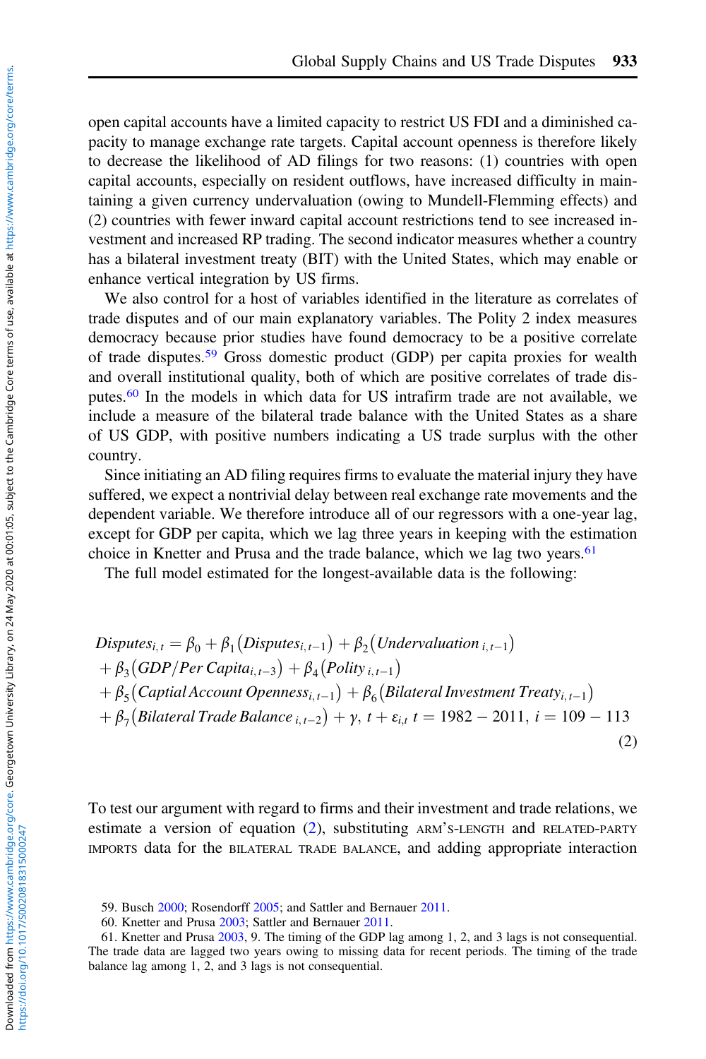open capital accounts have a limited capacity to restrict US FDI and a diminished capacity to manage exchange rate targets. Capital account openness is therefore likely to decrease the likelihood of AD filings for two reasons: (1) countries with open capital accounts, especially on resident outflows, have increased difficulty in maintaining a given currency undervaluation (owing to Mundell-Flemming effects) and (2) countries with fewer inward capital account restrictions tend to see increased investment and increased RP trading. The second indicator measures whether a country has a bilateral investment treaty (BIT) with the United States, which may enable or enhance vertical integration by US firms.

We also control for a host of variables identified in the literature as correlates of trade disputes and of our main explanatory variables. The Polity 2 index measures democracy because prior studies have found democracy to be a positive correlate of trade disputes.[59] Gross domestic product (GDP) per capita proxies for wealth and overall institutional quality, both of which are positive correlates of trade disputes.[60] In the models in which data for US intrafirm trade are not available, we include a measure of the bilateral trade balance with the United States as a share of US GDP, with positive numbers indicating a US trade surplus with the other country.

Since initiating an AD filing requires firms to evaluate the material injury they have suffered, we expect a nontrivial delay between real exchange rate movements and the dependent variable. We therefore introduce all of our regressors with a one-year lag, except for GDP per capita, which we lag three years in keeping with the estimation choice in Knetter and Prusa and the trade balance, which we lag two years.[61]

The full model estimated for the longest-available data is the following:

$$
\begin{aligned}
&Disputes_{i,t} = \beta_0 + \beta_1\left(Disputes_{i,t-1}\right) + \beta_2\left(Undervaluation_{\,i,t-1}\right) \\
&+ \beta_3\left(GDP/Per\ Capita_{i,t-3}\right) + \beta_4\left(Polity_{\,i,t-1}\right) \\
&+ \beta_5\left(Captial\ Account\ Openness_{i,t-1}\right) + \beta_6\left(Bilateral\ Investment\ Treaty_{i,t-1}\right) \\
&+ \beta_7\left(Bilateral\ Trade\ Balance_{\,i,t-2}\right) + \gamma,\ t + \varepsilon_{i,t}\ \ t = 1982 - 2011,\ i = 109 - 113
\end{aligned} \tag{2}
$$

To test our argument with regard to firms and their investment and trade relations, we estimate a version of equation (2), substituting ARM'S-LENGTH and RELATED-PARTY IMPORTS data for the BILATERAL TRADE BALANCE, and adding appropriate interaction

59. Busch 2000; Rosendorff 2005; and Sattler and Bernauer 2011.

60. Knetter and Prusa 2003; Sattler and Bernauer 2011.

61. Knetter and Prusa 2003, 9. The timing of the GDP lag among 1, 2, and 3 lags is not consequential. The trade data are lagged two years owing to missing data for recent periods. The timing of the trade balance lag among 1, 2, and 3 lags is not consequential.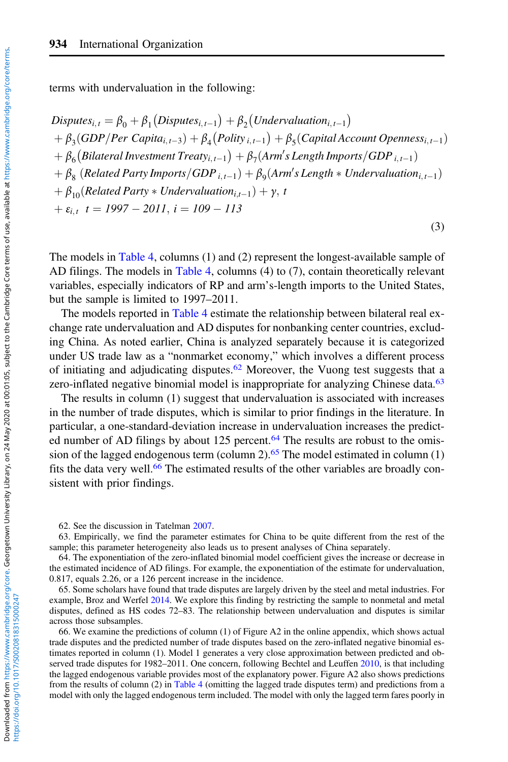terms with undervaluation in the following:

$$
\begin{aligned}
&Disputes_{i,t} = \beta_0 + \beta_1\left(Disputes_{i,t-1}\right) + \beta_2\left(Undervaluation_{i,t-1}\right) \\
&+ \beta_3\left(GDP/Per\ Capita_{i,t-3}\right) + \beta_4\left(Polity_{\ i,t-1}\right) + \beta_5\left(Capital\ Account\ Openness_{i,t-1}\right) \\
&+ \beta_6\left(Bilateral\ Investment\ Treaty_{i,t-1}\right) + \beta_7\left(Arm's\ Length\ Imports/GDP_{\ i,t-1}\right) \\
&+ \beta_8\ \left(Related\ Party\ Imports/GDP_{\ i,t-1}\right) + \beta_9\left(Arm's\ Length * Undervaluation_{i,t-1}\right) \\
&+ \beta_{10}\left(Related\ Party * Undervaluation_{i,t-1}\right) + \gamma,\ t \\
&+ \varepsilon_{i,t}\quad t = 1997 - 2011,\ i = 109 - 113
\end{aligned}
\tag{3}
$$

The models in Table 4, columns (1) and (2) represent the longest-available sample of AD filings. The models in Table 4, columns (4) to (7), contain theoretically relevant variables, especially indicators of RP and arm's-length imports to the United States, but the sample is limited to 1997–2011.

The models reported in Table 4 estimate the relationship between bilateral real exchange rate undervaluation and AD disputes for nonbanking center countries, excluding China. As noted earlier, China is analyzed separately because it is categorized under US trade law as a "nonmarket economy," which involves a different process of initiating and adjudicating disputes.[62] Moreover, the Vuong test suggests that a zero-inflated negative binomial model is inappropriate for analyzing Chinese data.[63]

The results in column (1) suggest that undervaluation is associated with increases in the number of trade disputes, which is similar to prior findings in the literature. In particular, a one-standard-deviation increase in undervaluation increases the predicted number of AD filings by about 125 percent.[64] The results are robust to the omission of the lagged endogenous term (column 2).[65] The model estimated in column (1) fits the data very well.[66] The estimated results of the other variables are broadly consistent with prior findings.

62. See the discussion in Tatelman 2007.

63. Empirically, we find the parameter estimates for China to be quite different from the rest of the sample; this parameter heterogeneity also leads us to present analyses of China separately.

64. The exponentiation of the zero-inflated binomial model coefficient gives the increase or decrease in the estimated incidence of AD filings. For example, the exponentiation of the estimate for undervaluation, 0.817, equals 2.26, or a 126 percent increase in the incidence.

65. Some scholars have found that trade disputes are largely driven by the steel and metal industries. For example, Broz and Werfel 2014. We explore this finding by restricting the sample to nonmetal and metal disputes, defined as HS codes 72–83. The relationship between undervaluation and disputes is similar across those subsamples.

66. We examine the predictions of column (1) of Figure A2 in the online appendix, which shows actual trade disputes and the predicted number of trade disputes based on the zero-inflated negative binomial estimates reported in column (1). Model 1 generates a very close approximation between predicted and observed trade disputes for 1982–2011. One concern, following Bechtel and Leuffen 2010, is that including the lagged endogenous variable provides most of the explanatory power. Figure A2 also shows predictions from the results of column (2) in Table 4 (omitting the lagged trade disputes term) and predictions from a model with only the lagged endogenous term included. The model with only the lagged term fares poorly in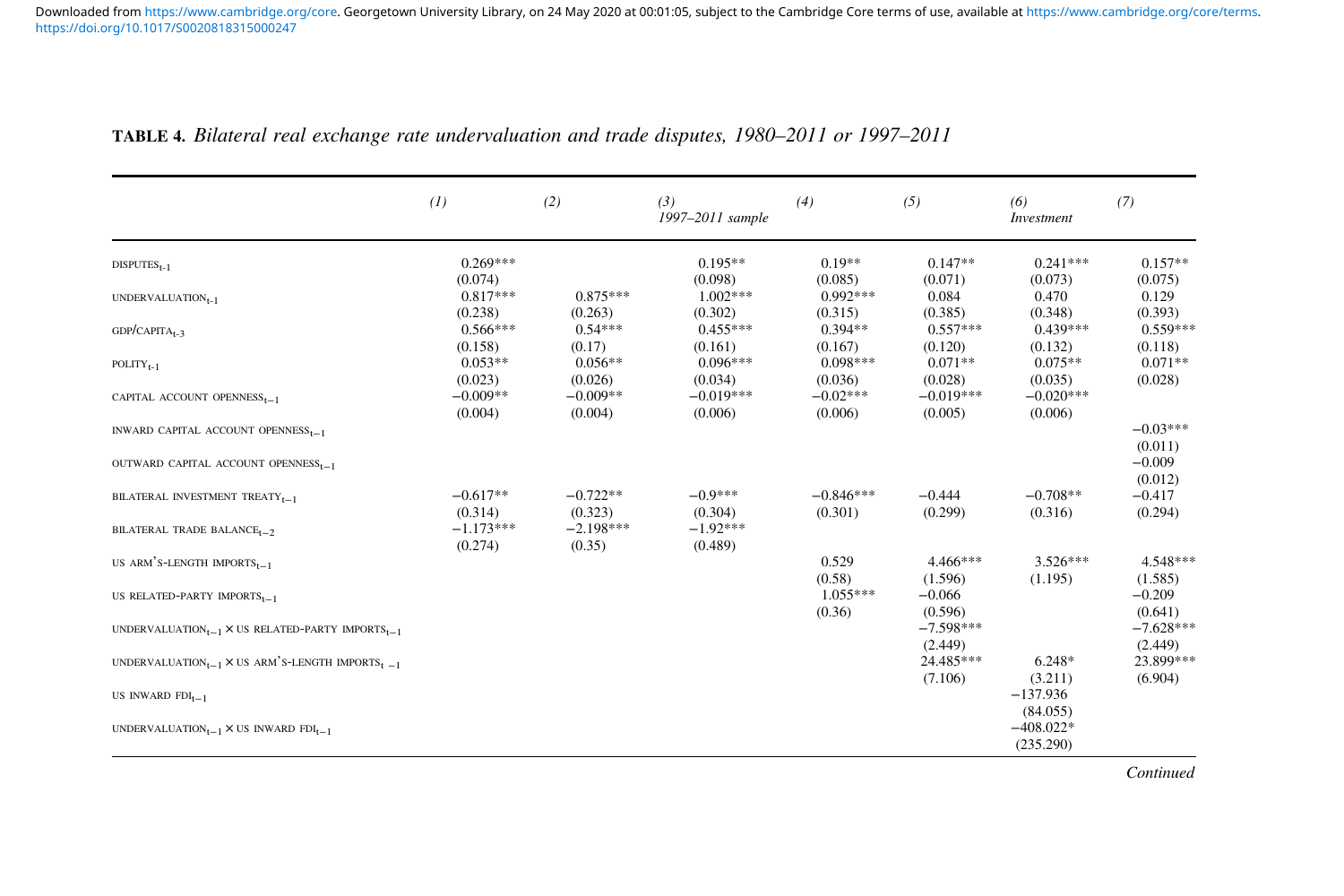**TABLE 4.** *Bilateral real exchange rate undervaluation and trade disputes, 1980–2011 or 1997–2011*

| | *(1)* | *(2)* | *(3)* *1997–2011 sample* | *(4)* | *(5)* | *(6)* *Investment* | *(7)* |
|---|---|---|---|---|---|---|---|
| $\text{DISPUTES}_{t-1}$ | 0.269*** | | 0.195** | 0.19** | 0.147** | 0.241*** | 0.157** |
| | (0.074) | | (0.098) | (0.085) | (0.071) | (0.073) | (0.075) |
| $\text{UNDERVALUATION}_{t-1}$ | 0.817*** | 0.875*** | 1.002*** | 0.992*** | 0.084 | 0.470 | 0.129 |
| | (0.238) | (0.263) | (0.302) | (0.315) | (0.385) | (0.348) | (0.393) |
| $\text{GDP/CAPITA}_{t-3}$ | 0.566*** | 0.54*** | 0.455*** | 0.394** | 0.557*** | 0.439*** | 0.559*** |
| | (0.158) | (0.17) | (0.161) | (0.167) | (0.120) | (0.132) | (0.118) |
| $\text{POLITY}_{t-1}$ | 0.053** | 0.056** | 0.096*** | 0.098*** | 0.071** | 0.075** | 0.071** |
| | (0.023) | (0.026) | (0.034) | (0.036) | (0.028) | (0.035) | (0.028) |
| $\text{CAPITAL ACCOUNT OPENNESS}_{t-1}$ | −0.009** | −0.009** | −0.019*** | −0.02*** | −0.019*** | −0.020*** | |
| | (0.004) | (0.004) | (0.006) | (0.006) | (0.005) | (0.006) | |
| $\text{INWARD CAPITAL ACCOUNT OPENNESS}_{t-1}$ | | | | | | | −0.03*** |
| | | | | | | | (0.011) |
| $\text{OUTWARD CAPITAL ACCOUNT OPENNESS}_{t-1}$ | | | | | | | −0.009 |
| | | | | | | | (0.012) |
| $\text{BILATERAL INVESTMENT TREATY}_{t-1}$ | −0.617** | −0.722** | −0.9*** | −0.846*** | −0.444 | −0.708** | −0.417 |
| | (0.314) | (0.323) | (0.304) | (0.301) | (0.299) | (0.316) | (0.294) |
| $\text{BILATERAL TRADE BALANCE}_{t-2}$ | −1.173*** | −2.198*** | −1.92*** | | | | |
| | (0.274) | (0.35) | (0.489) | | | | |
| $\text{US ARM'S-LENGTH IMPORTS}_{t-1}$ | | | | 0.529 | 4.466*** | 3.526*** | 4.548*** |
| | | | | (0.58) | (1.596) | (1.195) | (1.585) |
| $\text{US RELATED-PARTY IMPORTS}_{t-1}$ | | | | 1.055*** | −0.066 | | −0.209 |
| | | | | (0.36) | (0.596) | | (0.641) |
| $\text{UNDERVALUATION}_{t-1} \times \text{US RELATED-PARTY IMPORTS}_{t-1}$ | | | | | −7.598*** | | −7.628*** |
| | | | | | (2.449) | | (2.449) |
| $\text{UNDERVALUATION}_{t-1} \times \text{US ARM'S-LENGTH IMPORTS}_{t-1}$ | | | | | 24.485*** | 6.248* | 23.899*** |
| | | | | | (7.106) | (3.211) | (6.904) |
| $\text{US INWARD FDI}_{t-1}$ | | | | | | −137.936 | |
| | | | | | | (84.055) | |
| $\text{UNDERVALUATION}_{t-1} \times \text{US INWARD FDI}_{t-1}$ | | | | | | −408.022* | |
| | | | | | | (235.290) | |

*Continued*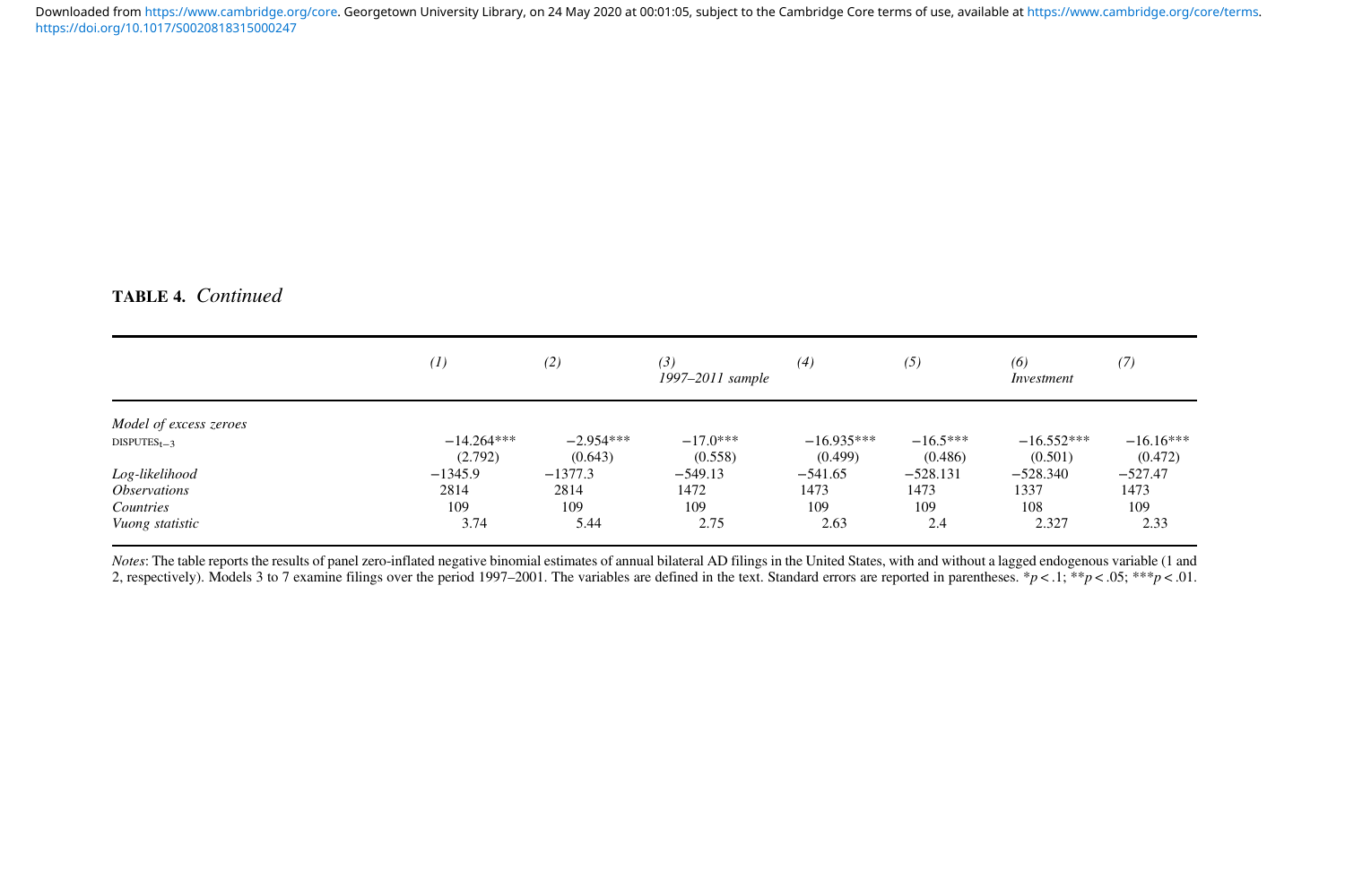**TABLE 4.** *Continued*

| | *(1)* | *(2)* | *(3)* *1997–2011 sample* | *(4)* | *(5)* | *(6)* *Investment* | *(7)* |
|---|---|---|---|---|---|---|---|
| *Model of excess zeroes* | | | | | | | |
| $\text{DISPUTES}_{t-3}$ | −14.264*** | −2.954*** | −17.0*** | −16.935*** | −16.5*** | −16.552*** | −16.16*** |
| | (2.792) | (0.643) | (0.558) | (0.499) | (0.486) | (0.501) | (0.472) |
| *Log-likelihood* | −1345.9 | −1377.3 | −549.13 | −541.65 | −528.131 | −528.340 | −527.47 |
| *Observations* | 2814 | 2814 | 1472 | 1473 | 1473 | 1337 | 1473 |
| *Countries* | 109 | 109 | 109 | 109 | 109 | 108 | 109 |
| *Vuong statistic* | 3.74 | 5.44 | 2.75 | 2.63 | 2.4 | 2.327 | 2.33 |

*Notes*: The table reports the results of panel zero-inflated negative binomial estimates of annual bilateral AD filings in the United States, with and without a lagged endogenous variable (1 and 2, respectively). Models 3 to 7 examine filings over the period 1997–2001. The variables are defined in the text. Standard errors are reported in parentheses. *$p < .1$; **$p < .05$; ***$p < .01$.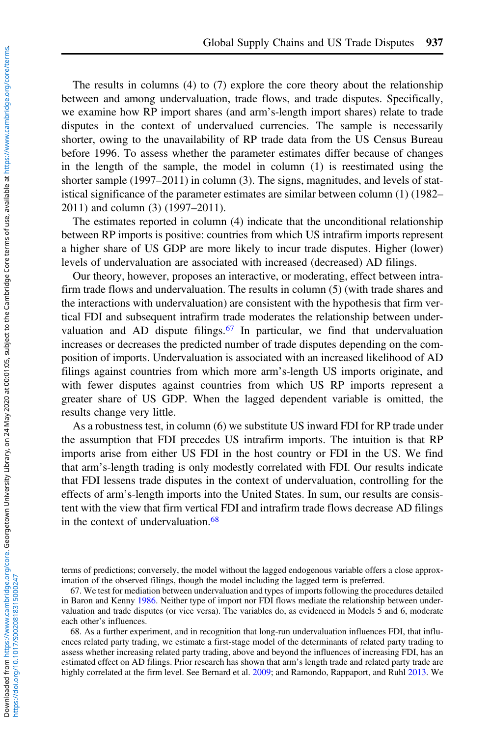The results in columns (4) to (7) explore the core theory about the relationship between and among undervaluation, trade flows, and trade disputes. Specifically, we examine how RP import shares (and arm's-length import shares) relate to trade disputes in the context of undervalued currencies. The sample is necessarily shorter, owing to the unavailability of RP trade data from the US Census Bureau before 1996. To assess whether the parameter estimates differ because of changes in the length of the sample, the model in column (1) is reestimated using the shorter sample (1997–2011) in column (3). The signs, magnitudes, and levels of statistical significance of the parameter estimates are similar between column (1) (1982–2011) and column (3) (1997–2011).

The estimates reported in column (4) indicate that the unconditional relationship between RP imports is positive: countries from which US intrafirm imports represent a higher share of US GDP are more likely to incur trade disputes. Higher (lower) levels of undervaluation are associated with increased (decreased) AD filings.

Our theory, however, proposes an interactive, or moderating, effect between intrafirm trade flows and undervaluation. The results in column (5) (with trade shares and the interactions with undervaluation) are consistent with the hypothesis that firm vertical FDI and subsequent intrafirm trade moderates the relationship between undervaluation and AD dispute filings.[67] In particular, we find that undervaluation increases or decreases the predicted number of trade disputes depending on the composition of imports. Undervaluation is associated with an increased likelihood of AD filings against countries from which more arm's-length US imports originate, and with fewer disputes against countries from which US RP imports represent a greater share of US GDP. When the lagged dependent variable is omitted, the results change very little.

As a robustness test, in column (6) we substitute US inward FDI for RP trade under the assumption that FDI precedes US intrafirm imports. The intuition is that RP imports arise from either US FDI in the host country or FDI in the US. We find that arm's-length trading is only modestly correlated with FDI. Our results indicate that FDI lessens trade disputes in the context of undervaluation, controlling for the effects of arm's-length imports into the United States. In sum, our results are consistent with the view that firm vertical FDI and intrafirm trade flows decrease AD filings in the context of undervaluation.[68]

terms of predictions; conversely, the model without the lagged endogenous variable offers a close approximation of the observed filings, though the model including the lagged term is preferred.

67. We test for mediation between undervaluation and types of imports following the procedures detailed in Baron and Kenny 1986. Neither type of import nor FDI flows mediate the relationship between undervaluation and trade disputes (or vice versa). The variables do, as evidenced in Models 5 and 6, moderate each other's influences.

68. As a further experiment, and in recognition that long-run undervaluation influences FDI, that influences related party trading, we estimate a first-stage model of the determinants of related party trading to assess whether increasing related party trading, above and beyond the influences of increasing FDI, has an estimated effect on AD filings. Prior research has shown that arm's length trade and related party trade are highly correlated at the firm level. See Bernard et al. 2009; and Ramondo, Rappaport, and Ruhl 2013. We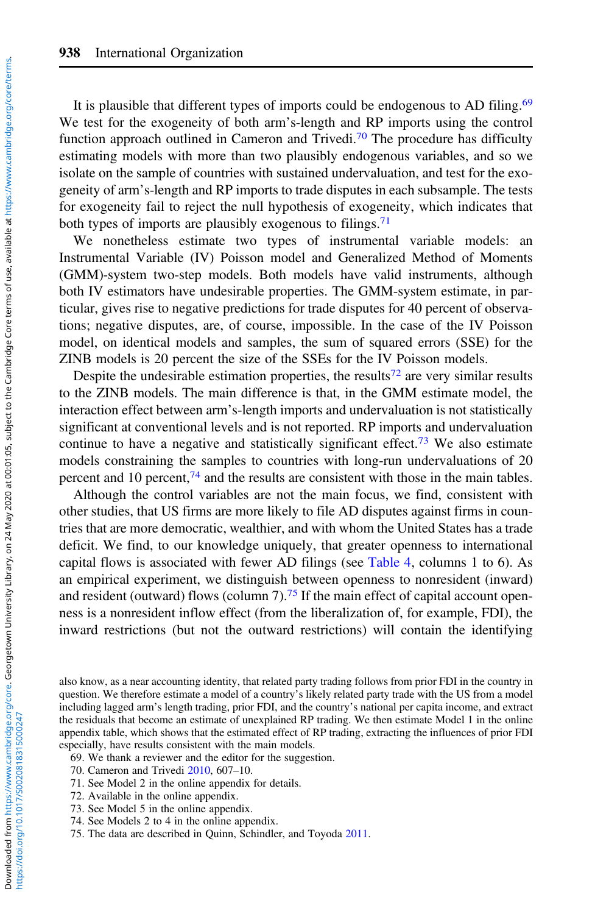It is plausible that different types of imports could be endogenous to AD filing.[69] We test for the exogeneity of both arm's-length and RP imports using the control function approach outlined in Cameron and Trivedi.[70] The procedure has difficulty estimating models with more than two plausibly endogenous variables, and so we isolate on the sample of countries with sustained undervaluation, and test for the exogeneity of arm's-length and RP imports to trade disputes in each subsample. The tests for exogeneity fail to reject the null hypothesis of exogeneity, which indicates that both types of imports are plausibly exogenous to filings.[71]

We nonetheless estimate two types of instrumental variable models: an Instrumental Variable (IV) Poisson model and Generalized Method of Moments (GMM)-system two-step models. Both models have valid instruments, although both IV estimators have undesirable properties. The GMM-system estimate, in particular, gives rise to negative predictions for trade disputes for 40 percent of observations; negative disputes, are, of course, impossible. In the case of the IV Poisson model, on identical models and samples, the sum of squared errors (SSE) for the ZINB models is 20 percent the size of the SSEs for the IV Poisson models.

Despite the undesirable estimation properties, the results[72] are very similar results to the ZINB models. The main difference is that, in the GMM estimate model, the interaction effect between arm's-length imports and undervaluation is not statistically significant at conventional levels and is not reported. RP imports and undervaluation continue to have a negative and statistically significant effect.[73] We also estimate models constraining the samples to countries with long-run undervaluations of 20 percent and 10 percent,[74] and the results are consistent with those in the main tables.

Although the control variables are not the main focus, we find, consistent with other studies, that US firms are more likely to file AD disputes against firms in countries that are more democratic, wealthier, and with whom the United States has a trade deficit. We find, to our knowledge uniquely, that greater openness to international capital flows is associated with fewer AD filings (see Table 4, columns 1 to 6). As an empirical experiment, we distinguish between openness to nonresident (inward) and resident (outward) flows (column 7).[75] If the main effect of capital account openness is a nonresident inflow effect (from the liberalization of, for example, FDI), the inward restrictions (but not the outward restrictions) will contain the identifying

also know, as a near accounting identity, that related party trading follows from prior FDI in the country in question. We therefore estimate a model of a country's likely related party trade with the US from a model including lagged arm's length trading, prior FDI, and the country's national per capita income, and extract the residuals that become an estimate of unexplained RP trading. We then estimate Model 1 in the online appendix table, which shows that the estimated effect of RP trading, extracting the influences of prior FDI especially, have results consistent with the main models.

69. We thank a reviewer and the editor for the suggestion.

70. Cameron and Trivedi 2010, 607–10.

71. See Model 2 in the online appendix for details.

72. Available in the online appendix.

73. See Model 5 in the online appendix.

74. See Models 2 to 4 in the online appendix.

75. The data are described in Quinn, Schindler, and Toyoda 2011.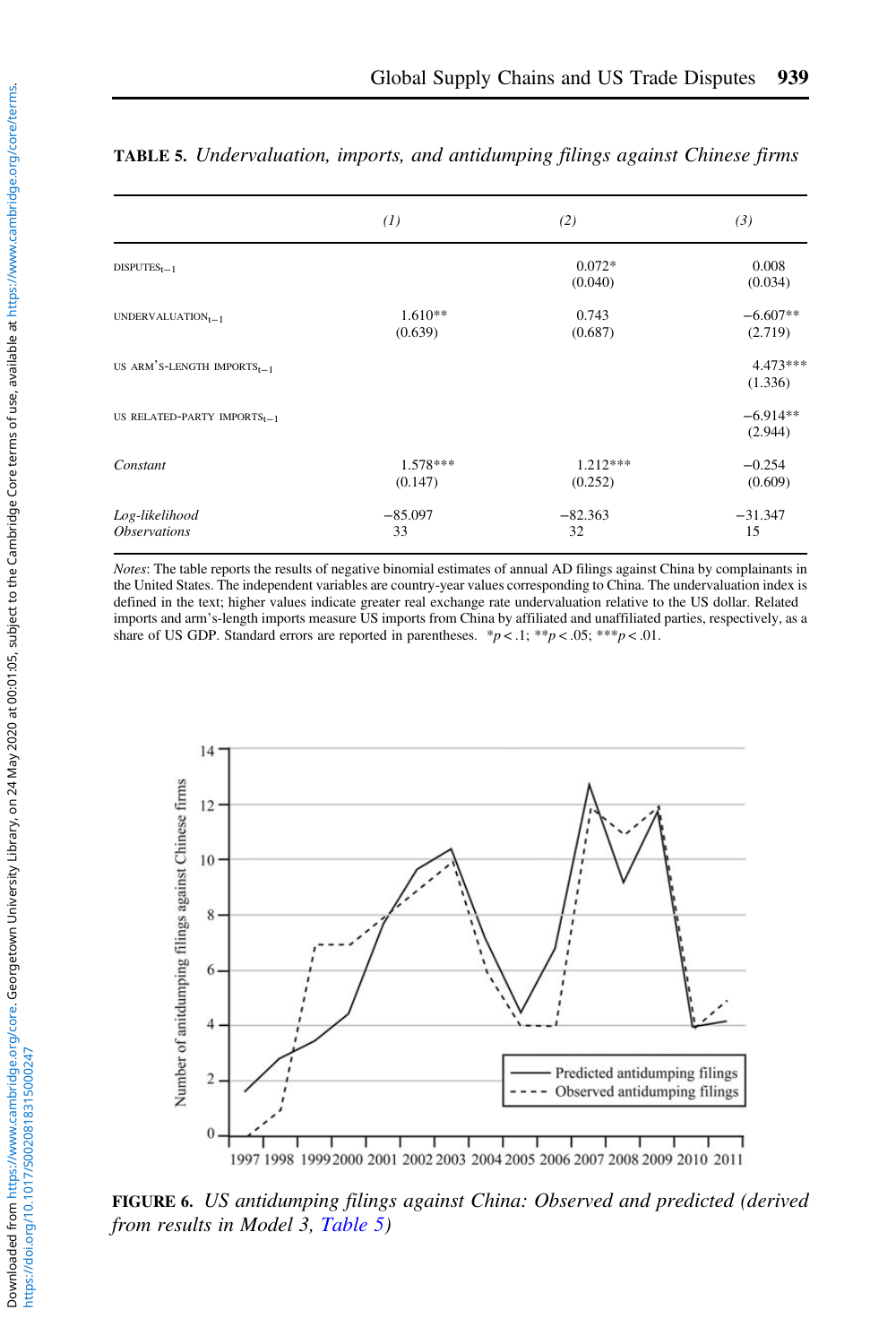**TABLE 5.** *Undervaluation, imports, and antidumping filings against Chinese firms*

| | *(1)* | *(2)* | *(3)* |
|---|---|---|---|
| DISPUTES$_{t-1}$ | | 0.072* | 0.008 |
| | | (0.040) | (0.034) |
| UNDERVALUATION$_{t-1}$ | 1.610** | 0.743 | −6.607** |
| | (0.639) | (0.687) | (2.719) |
| US ARM'S-LENGTH IMPORTS$_{t-1}$ | | | 4.473*** |
| | | | (1.336) |
| US RELATED-PARTY IMPORTS$_{t-1}$ | | | −6.914** |
| | | | (2.944) |
| *Constant* | 1.578*** | 1.212*** | −0.254 |
| | (0.147) | (0.252) | (0.609) |
| *Log-likelihood* | −85.097 | −82.363 | −31.347 |
| *Observations* | 33 | 32 | 15 |

*Notes*: The table reports the results of negative binomial estimates of annual AD filings against China by complainants in the United States. The independent variables are country-year values corresponding to China. The undervaluation index is defined in the text; higher values indicate greater real exchange rate undervaluation relative to the US dollar. Related imports and arm's-length imports measure US imports from China by affiliated and unaffiliated parties, respectively, as a share of US GDP. Standard errors are reported in parentheses. *$p < .1$; **$p < .05$; ***$p < .01$.

**FIGURE 6.** *US antidumping filings against China: Observed and predicted (derived from results in Model 3, Table 5)*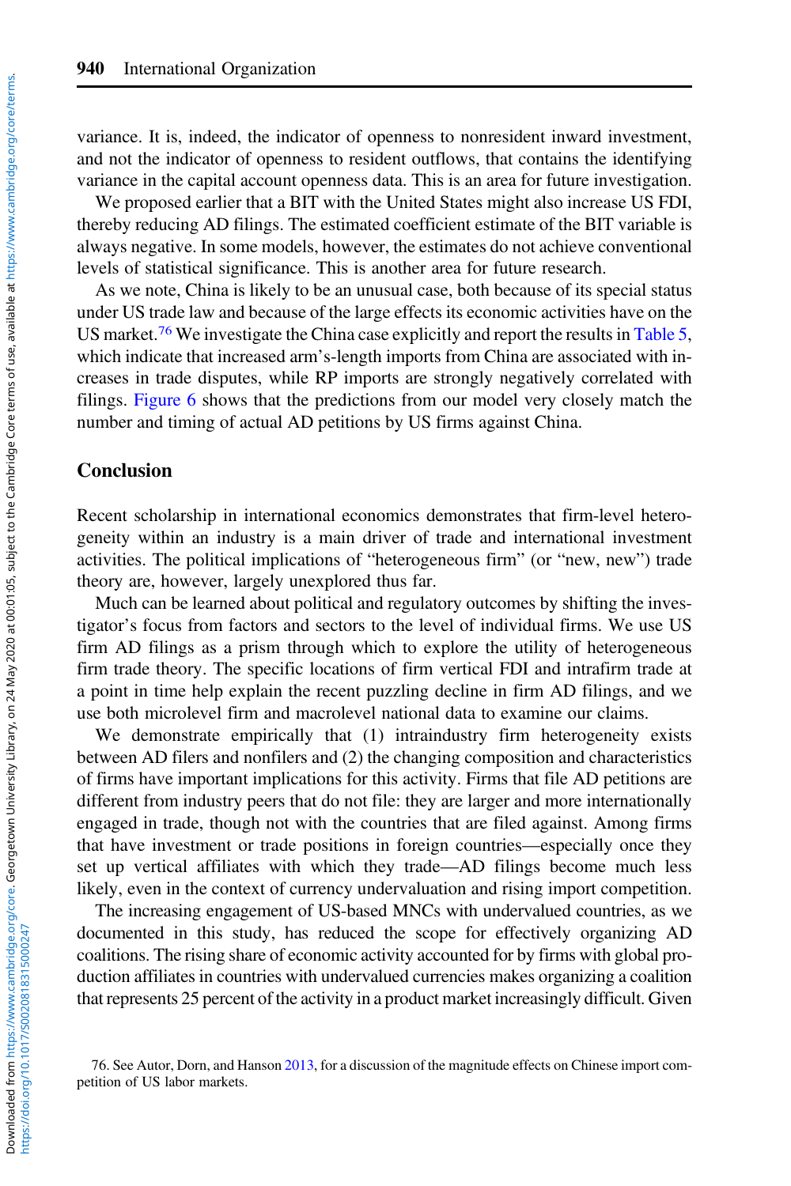variance. It is, indeed, the indicator of openness to nonresident inward investment, and not the indicator of openness to resident outflows, that contains the identifying variance in the capital account openness data. This is an area for future investigation.

We proposed earlier that a BIT with the United States might also increase US FDI, thereby reducing AD filings. The estimated coefficient estimate of the BIT variable is always negative. In some models, however, the estimates do not achieve conventional levels of statistical significance. This is another area for future research.

As we note, China is likely to be an unusual case, both because of its special status under US trade law and because of the large effects its economic activities have on the US market.[76] We investigate the China case explicitly and report the results in Table 5, which indicate that increased arm's-length imports from China are associated with increases in trade disputes, while RP imports are strongly negatively correlated with filings. Figure 6 shows that the predictions from our model very closely match the number and timing of actual AD petitions by US firms against China.

## Conclusion

Recent scholarship in international economics demonstrates that firm-level heterogeneity within an industry is a main driver of trade and international investment activities. The political implications of "heterogeneous firm" (or "new, new") trade theory are, however, largely unexplored thus far.

Much can be learned about political and regulatory outcomes by shifting the investigator's focus from factors and sectors to the level of individual firms. We use US firm AD filings as a prism through which to explore the utility of heterogeneous firm trade theory. The specific locations of firm vertical FDI and intrafirm trade at a point in time help explain the recent puzzling decline in firm AD filings, and we use both microlevel firm and macrolevel national data to examine our claims.

We demonstrate empirically that (1) intraindustry firm heterogeneity exists between AD filers and nonfilers and (2) the changing composition and characteristics of firms have important implications for this activity. Firms that file AD petitions are different from industry peers that do not file: they are larger and more internationally engaged in trade, though not with the countries that are filed against. Among firms that have investment or trade positions in foreign countries—especially once they set up vertical affiliates with which they trade—AD filings become much less likely, even in the context of currency undervaluation and rising import competition.

The increasing engagement of US-based MNCs with undervalued countries, as we documented in this study, has reduced the scope for effectively organizing AD coalitions. The rising share of economic activity accounted for by firms with global production affiliates in countries with undervalued currencies makes organizing a coalition that represents 25 percent of the activity in a product market increasingly difficult. Given

76. See Autor, Dorn, and Hanson 2013, for a discussion of the magnitude effects on Chinese import competition of US labor markets.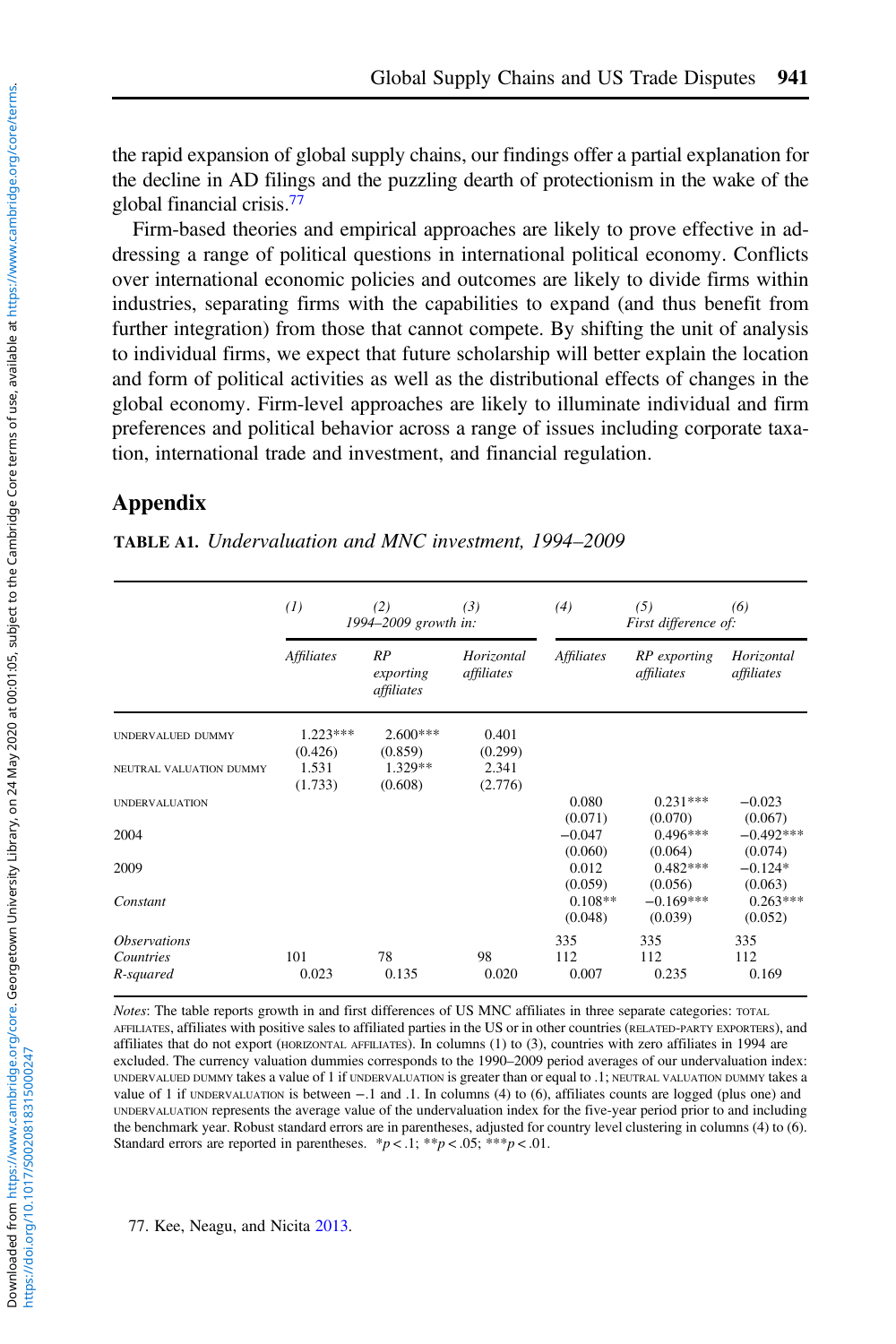the rapid expansion of global supply chains, our findings offer a partial explanation for the decline in AD filings and the puzzling dearth of protectionism in the wake of the global financial crisis.[77]

Firm-based theories and empirical approaches are likely to prove effective in addressing a range of political questions in international political economy. Conflicts over international economic policies and outcomes are likely to divide firms within industries, separating firms with the capabilities to expand (and thus benefit from further integration) from those that cannot compete. By shifting the unit of analysis to individual firms, we expect that future scholarship will better explain the location and form of political activities as well as the distributional effects of changes in the global economy. Firm-level approaches are likely to illuminate individual and firm preferences and political behavior across a range of issues including corporate taxation, international trade and investment, and financial regulation.

## Appendix

**TABLE A1.** *Undervaluation and MNC investment, 1994–2009*

| | *(1)* | *(2)* 1994–2009 growth in: | *(3)* | *(4)* | *(5)* First difference of: | *(6)* |
|---|---|---|---|---|---|---|
| | *Affiliates* | *RP exporting affiliates* | *Horizontal affiliates* | *Affiliates* | *RP exporting affiliates* | *Horizontal affiliates* |
| UNDERVALUED DUMMY | 1.223*** | 2.600*** | 0.401 | | | |
| | (0.426) | (0.859) | (0.299) | | | |
| NEUTRAL VALUATION DUMMY | 1.531 | 1.329** | 2.341 | | | |
| | (1.733) | (0.608) | (2.776) | | | |
| UNDERVALUATION | | | | 0.080 | 0.231*** | −0.023 |
| | | | | (0.071) | (0.070) | (0.067) |
| 2004 | | | | −0.047 | 0.496*** | −0.492*** |
| | | | | (0.060) | (0.064) | (0.074) |
| 2009 | | | | 0.012 | 0.482*** | −0.124* |
| | | | | (0.059) | (0.056) | (0.063) |
| *Constant* | | | | 0.108** | −0.169*** | 0.263*** |
| | | | | (0.048) | (0.039) | (0.052) |
| *Observations* | | | | 335 | 335 | 335 |
| *Countries* | 101 | 78 | 98 | 112 | 112 | 112 |
| *R-squared* | 0.023 | 0.135 | 0.020 | 0.007 | 0.235 | 0.169 |

*Notes*: The table reports growth in and first differences of US MNC affiliates in three separate categories: TOTAL AFFILIATES, affiliates with positive sales to affiliated parties in the US or in other countries (RELATED-PARTY EXPORTERS), and affiliates that do not export (HORIZONTAL AFFILIATES). In columns (1) to (3), countries with zero affiliates in 1994 are excluded. The currency valuation dummies corresponds to the 1990–2009 period averages of our undervaluation index: UNDERVALUED DUMMY takes a value of 1 if UNDERVALUATION is greater than or equal to .1; NEUTRAL VALUATION DUMMY takes a value of 1 if UNDERVALUATION is between −.1 and .1. In columns (4) to (6), affiliates counts are logged (plus one) and UNDERVALUATION represents the average value of the undervaluation index for the five-year period prior to and including the benchmark year. Robust standard errors are in parentheses, adjusted for country level clustering in columns (4) to (6). Standard errors are reported in parentheses. $*p < .1$; $**p < .05$; $***p < .01$.

77. Kee, Neagu, and Nicita 2013.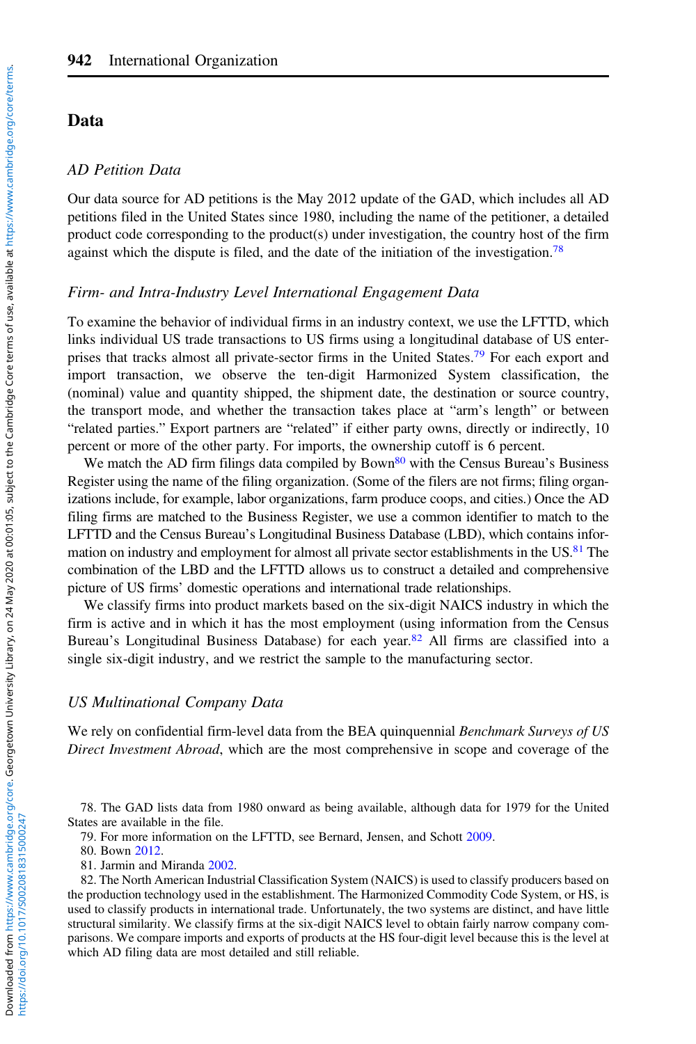## Data

### *AD Petition Data*

Our data source for AD petitions is the May 2012 update of the GAD, which includes all AD petitions filed in the United States since 1980, including the name of the petitioner, a detailed product code corresponding to the product(s) under investigation, the country host of the firm against which the dispute is filed, and the date of the initiation of the investigation.[78]

### *Firm- and Intra-Industry Level International Engagement Data*

To examine the behavior of individual firms in an industry context, we use the LFTTD, which links individual US trade transactions to US firms using a longitudinal database of US enterprises that tracks almost all private-sector firms in the United States.[79] For each export and import transaction, we observe the ten-digit Harmonized System classification, the (nominal) value and quantity shipped, the shipment date, the destination or source country, the transport mode, and whether the transaction takes place at "arm's length" or between "related parties." Export partners are "related" if either party owns, directly or indirectly, 10 percent or more of the other party. For imports, the ownership cutoff is 6 percent.

We match the AD firm filings data compiled by Bown[80] with the Census Bureau's Business Register using the name of the filing organization. (Some of the filers are not firms; filing organizations include, for example, labor organizations, farm produce coops, and cities.) Once the AD filing firms are matched to the Business Register, we use a common identifier to match to the LFTTD and the Census Bureau's Longitudinal Business Database (LBD), which contains information on industry and employment for almost all private sector establishments in the US.[81] The combination of the LBD and the LFTTD allows us to construct a detailed and comprehensive picture of US firms' domestic operations and international trade relationships.

We classify firms into product markets based on the six-digit NAICS industry in which the firm is active and in which it has the most employment (using information from the Census Bureau's Longitudinal Business Database) for each year.[82] All firms are classified into a single six-digit industry, and we restrict the sample to the manufacturing sector.

### *US Multinational Company Data*

We rely on confidential firm-level data from the BEA quinquennial *Benchmark Surveys of US Direct Investment Abroad*, which are the most comprehensive in scope and coverage of the

78. The GAD lists data from 1980 onward as being available, although data for 1979 for the United States are available in the file.

79. For more information on the LFTTD, see Bernard, Jensen, and Schott 2009.

80. Bown 2012.

81. Jarmin and Miranda 2002.

82. The North American Industrial Classification System (NAICS) is used to classify producers based on the production technology used in the establishment. The Harmonized Commodity Code System, or HS, is used to classify products in international trade. Unfortunately, the two systems are distinct, and have little structural similarity. We classify firms at the six-digit NAICS level to obtain fairly narrow company comparisons. We compare imports and exports of products at the HS four-digit level because this is the level at which AD filing data are most detailed and still reliable.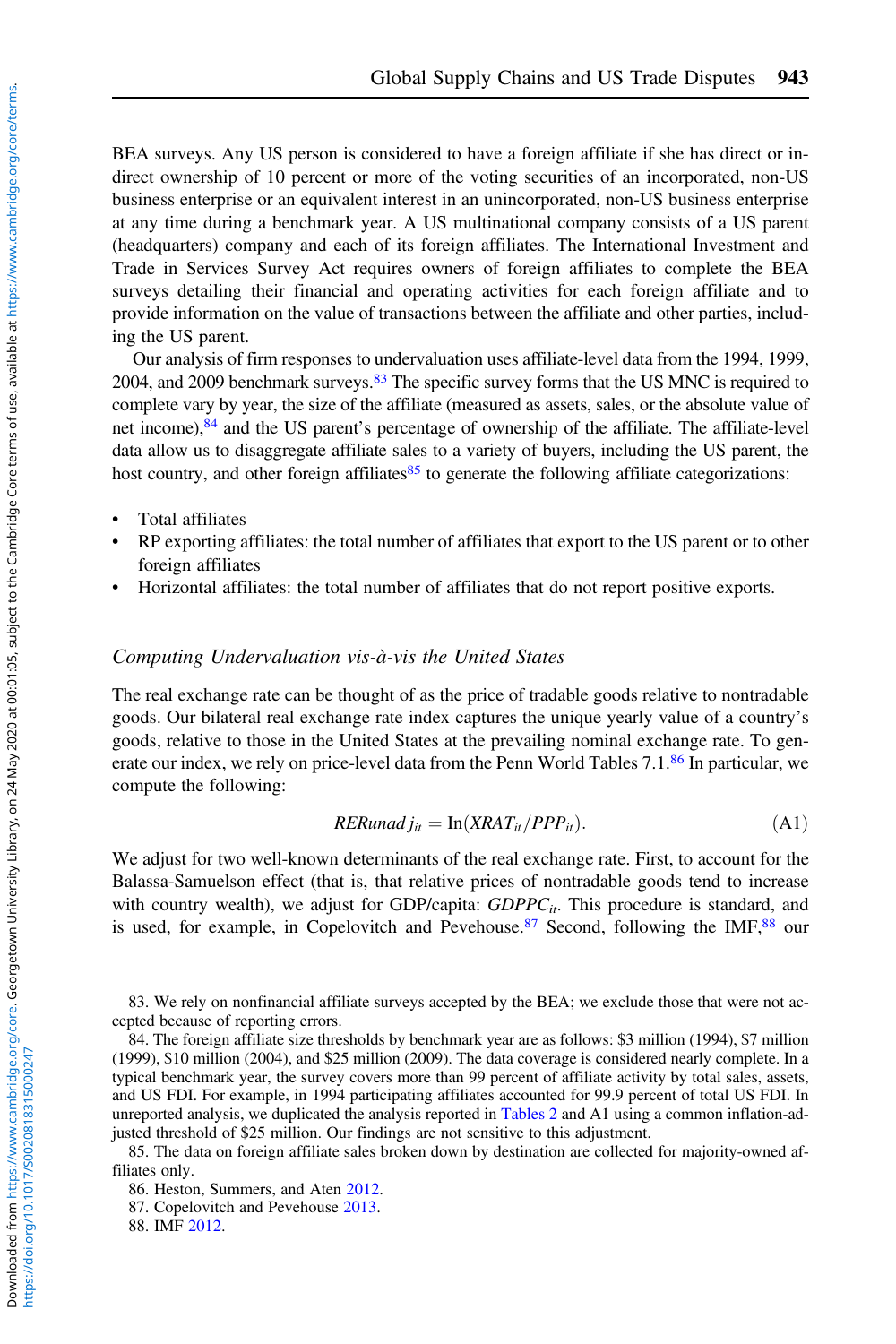BEA surveys. Any US person is considered to have a foreign affiliate if she has direct or indirect ownership of 10 percent or more of the voting securities of an incorporated, non-US business enterprise or an equivalent interest in an unincorporated, non-US business enterprise at any time during a benchmark year. A US multinational company consists of a US parent (headquarters) company and each of its foreign affiliates. The International Investment and Trade in Services Survey Act requires owners of foreign affiliates to complete the BEA surveys detailing their financial and operating activities for each foreign affiliate and to provide information on the value of transactions between the affiliate and other parties, including the US parent.

Our analysis of firm responses to undervaluation uses affiliate-level data from the 1994, 1999, 2004, and 2009 benchmark surveys.[83] The specific survey forms that the US MNC is required to complete vary by year, the size of the affiliate (measured as assets, sales, or the absolute value of net income),[84] and the US parent's percentage of ownership of the affiliate. The affiliate-level data allow us to disaggregate affiliate sales to a variety of buyers, including the US parent, the host country, and other foreign affiliates[85] to generate the following affiliate categorizations:

- Total affiliates
- RP exporting affiliates: the total number of affiliates that export to the US parent or to other foreign affiliates
- Horizontal affiliates: the total number of affiliates that do not report positive exports.

### *Computing Undervaluation vis-à-vis the United States*

The real exchange rate can be thought of as the price of tradable goods relative to nontradable goods. Our bilateral real exchange rate index captures the unique yearly value of a country's goods, relative to those in the United States at the prevailing nominal exchange rate. To generate our index, we rely on price-level data from the Penn World Tables 7.1.[86] In particular, we compute the following:

$$RERunadj_{it} = \ln(XRAT_{it}/PPP_{it}). \tag{A1}$$

We adjust for two well-known determinants of the real exchange rate. First, to account for the Balassa-Samuelson effect (that is, that relative prices of nontradable goods tend to increase with country wealth), we adjust for GDP/capita: $GDPPC_{it}$. This procedure is standard, and is used, for example, in Copelovitch and Pevehouse.[87] Second, following the IMF,[88] our

83. We rely on nonfinancial affiliate surveys accepted by the BEA; we exclude those that were not accepted because of reporting errors.

84. The foreign affiliate size thresholds by benchmark year are as follows: \$3 million (1994), \$7 million (1999), \$10 million (2004), and \$25 million (2009). The data coverage is considered nearly complete. In a typical benchmark year, the survey covers more than 99 percent of affiliate activity by total sales, assets, and US FDI. For example, in 1994 participating affiliates accounted for 99.9 percent of total US FDI. In unreported analysis, we duplicated the analysis reported in Tables 2 and A1 using a common inflation-adjusted threshold of \$25 million. Our findings are not sensitive to this adjustment.

85. The data on foreign affiliate sales broken down by destination are collected for majority-owned affiliates only.

86. Heston, Summers, and Aten 2012.

87. Copelovitch and Pevehouse 2013.

88. IMF 2012.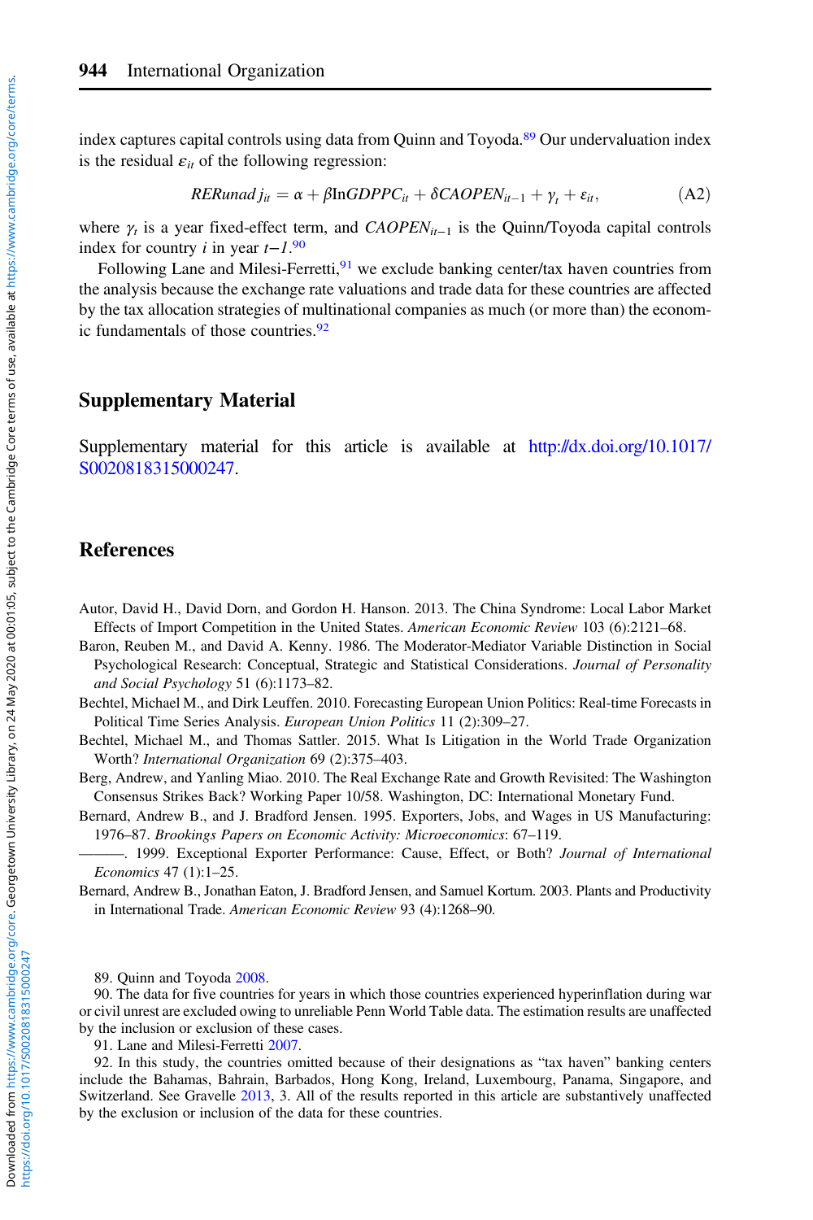index captures capital controls using data from Quinn and Toyoda.[89] Our undervaluation index is the residual $\varepsilon_{it}$ of the following regression:

$$RERunadj_{it} = \alpha + \beta \text{In}GDPPC_{it} + \delta CAOPEN_{it-1} + \gamma_t + \varepsilon_{it}, \tag{A2}$$

where $\gamma_t$ is a year fixed-effect term, and $CAOPEN_{it-1}$ is the Quinn/Toyoda capital controls index for country $i$ in year $t-1$.[90]

Following Lane and Milesi-Ferretti,[91] we exclude banking center/tax haven countries from the analysis because the exchange rate valuations and trade data for these countries are affected by the tax allocation strategies of multinational companies as much (or more than) the economic fundamentals of those countries.[92]

## Supplementary Material

Supplementary material for this article is available at http://dx.doi.org/10.1017/S0020818315000247.

## References

Autor, David H., David Dorn, and Gordon H. Hanson. 2013. The China Syndrome: Local Labor Market Effects of Import Competition in the United States. *American Economic Review* 103 (6):2121–68.

Baron, Reuben M., and David A. Kenny. 1986. The Moderator-Mediator Variable Distinction in Social Psychological Research: Conceptual, Strategic and Statistical Considerations. *Journal of Personality and Social Psychology* 51 (6):1173–82.

Bechtel, Michael M., and Dirk Leuffen. 2010. Forecasting European Union Politics: Real-time Forecasts in Political Time Series Analysis. *European Union Politics* 11 (2):309–27.

Bechtel, Michael M., and Thomas Sattler. 2015. What Is Litigation in the World Trade Organization Worth? *International Organization* 69 (2):375–403.

Berg, Andrew, and Yanling Miao. 2010. The Real Exchange Rate and Growth Revisited: The Washington Consensus Strikes Back? Working Paper 10/58. Washington, DC: International Monetary Fund.

Bernard, Andrew B., and J. Bradford Jensen. 1995. Exporters, Jobs, and Wages in US Manufacturing: 1976–87. *Brookings Papers on Economic Activity: Microeconomics*: 67–119.

———. 1999. Exceptional Exporter Performance: Cause, Effect, or Both? *Journal of International Economics* 47 (1):1–25.

Bernard, Andrew B., Jonathan Eaton, J. Bradford Jensen, and Samuel Kortum. 2003. Plants and Productivity in International Trade. *American Economic Review* 93 (4):1268–90.

89. Quinn and Toyoda 2008.

90. The data for five countries for years in which those countries experienced hyperinflation during war or civil unrest are excluded owing to unreliable Penn World Table data. The estimation results are unaffected by the inclusion or exclusion of these cases.

91. Lane and Milesi-Ferretti 2007.

92. In this study, the countries omitted because of their designations as "tax haven" banking centers include the Bahamas, Bahrain, Barbados, Hong Kong, Ireland, Luxembourg, Panama, Singapore, and Switzerland. See Gravelle 2013, 3. All of the results reported in this article are substantively unaffected by the exclusion or inclusion of the data for these countries.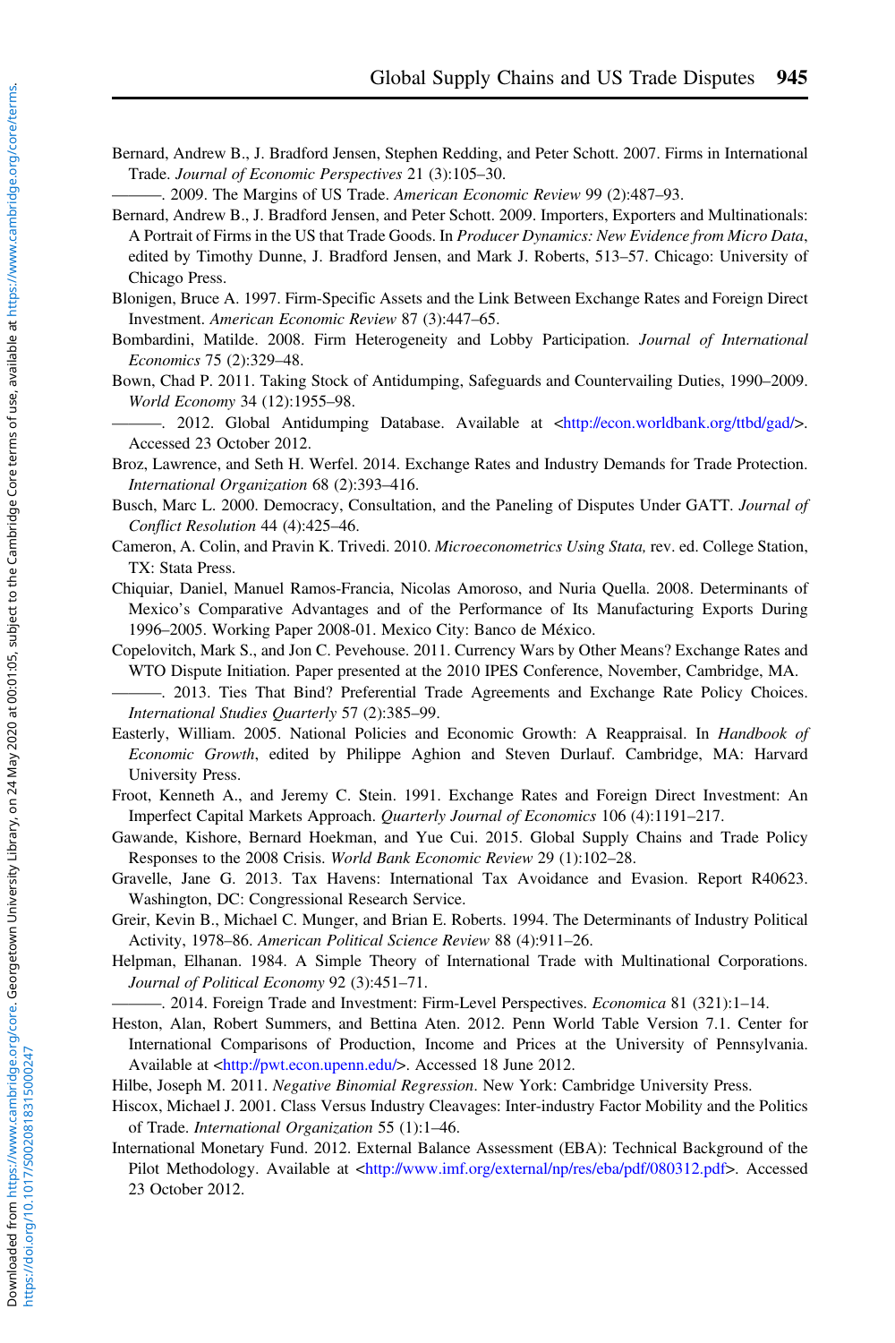Bernard, Andrew B., J. Bradford Jensen, Stephen Redding, and Peter Schott. 2007. Firms in International Trade. *Journal of Economic Perspectives* 21 (3):105–30.

———. 2009. The Margins of US Trade. *American Economic Review* 99 (2):487–93.

Bernard, Andrew B., J. Bradford Jensen, and Peter Schott. 2009. Importers, Exporters and Multinationals: A Portrait of Firms in the US that Trade Goods. In *Producer Dynamics: New Evidence from Micro Data*, edited by Timothy Dunne, J. Bradford Jensen, and Mark J. Roberts, 513–57. Chicago: University of Chicago Press.

Blonigen, Bruce A. 1997. Firm-Specific Assets and the Link Between Exchange Rates and Foreign Direct Investment. *American Economic Review* 87 (3):447–65.

Bombardini, Matilde. 2008. Firm Heterogeneity and Lobby Participation. *Journal of International Economics* 75 (2):329–48.

Bown, Chad P. 2011. Taking Stock of Antidumping, Safeguards and Countervailing Duties, 1990–2009. *World Economy* 34 (12):1955–98.

———. 2012. Global Antidumping Database. Available at <http://econ.worldbank.org/ttbd/gad/>. Accessed 23 October 2012.

Broz, Lawrence, and Seth H. Werfel. 2014. Exchange Rates and Industry Demands for Trade Protection. *International Organization* 68 (2):393–416.

Busch, Marc L. 2000. Democracy, Consultation, and the Paneling of Disputes Under GATT. *Journal of Conflict Resolution* 44 (4):425–46.

Cameron, A. Colin, and Pravin K. Trivedi. 2010. *Microeconometrics Using Stata,* rev. ed. College Station, TX: Stata Press.

Chiquiar, Daniel, Manuel Ramos-Francia, Nicolas Amoroso, and Nuria Quella. 2008. Determinants of Mexico's Comparative Advantages and of the Performance of Its Manufacturing Exports During 1996–2005. Working Paper 2008-01. Mexico City: Banco de México.

Copelovitch, Mark S., and Jon C. Pevehouse. 2011. Currency Wars by Other Means? Exchange Rates and WTO Dispute Initiation. Paper presented at the 2010 IPES Conference, November, Cambridge, MA.

———. 2013. Ties That Bind? Preferential Trade Agreements and Exchange Rate Policy Choices. *International Studies Quarterly* 57 (2):385–99.

Easterly, William. 2005. National Policies and Economic Growth: A Reappraisal. In *Handbook of Economic Growth*, edited by Philippe Aghion and Steven Durlauf. Cambridge, MA: Harvard University Press.

Froot, Kenneth A., and Jeremy C. Stein. 1991. Exchange Rates and Foreign Direct Investment: An Imperfect Capital Markets Approach. *Quarterly Journal of Economics* 106 (4):1191–217.

Gawande, Kishore, Bernard Hoekman, and Yue Cui. 2015. Global Supply Chains and Trade Policy Responses to the 2008 Crisis. *World Bank Economic Review* 29 (1):102–28.

Gravelle, Jane G. 2013. Tax Havens: International Tax Avoidance and Evasion. Report R40623. Washington, DC: Congressional Research Service.

Greir, Kevin B., Michael C. Munger, and Brian E. Roberts. 1994. The Determinants of Industry Political Activity, 1978–86. *American Political Science Review* 88 (4):911–26.

Helpman, Elhanan. 1984. A Simple Theory of International Trade with Multinational Corporations. *Journal of Political Economy* 92 (3):451–71.

———. 2014. Foreign Trade and Investment: Firm-Level Perspectives. *Economica* 81 (321):1–14.

Heston, Alan, Robert Summers, and Bettina Aten. 2012. Penn World Table Version 7.1. Center for International Comparisons of Production, Income and Prices at the University of Pennsylvania. Available at <http://pwt.econ.upenn.edu/>. Accessed 18 June 2012.

Hilbe, Joseph M. 2011. *Negative Binomial Regression*. New York: Cambridge University Press.

Hiscox, Michael J. 2001. Class Versus Industry Cleavages: Inter-industry Factor Mobility and the Politics of Trade. *International Organization* 55 (1):1–46.

International Monetary Fund. 2012. External Balance Assessment (EBA): Technical Background of the Pilot Methodology. Available at <http://www.imf.org/external/np/res/eba/pdf/080312.pdf>. Accessed 23 October 2012.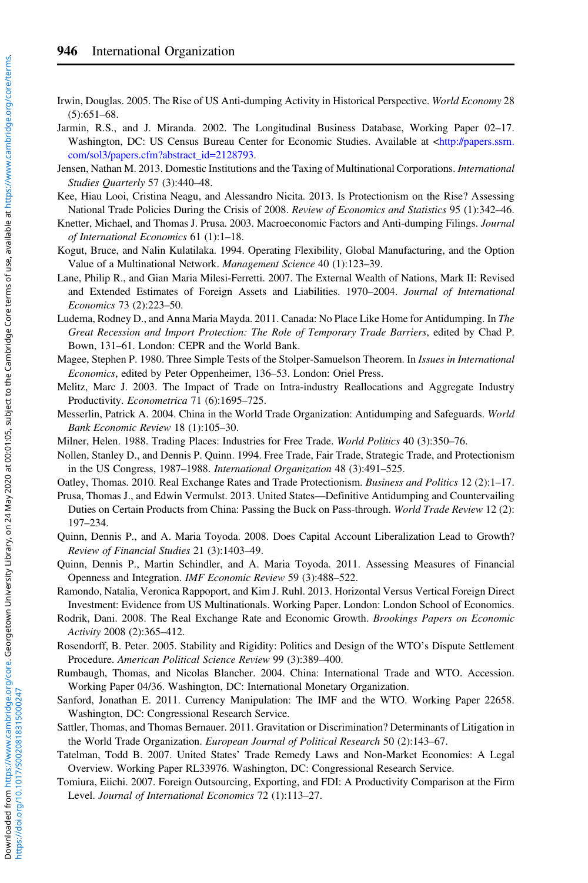Irwin, Douglas. 2005. The Rise of US Anti-dumping Activity in Historical Perspective. *World Economy* 28 (5):651–68.

Jarmin, R.S., and J. Miranda. 2002. The Longitudinal Business Database, Working Paper 02–17. Washington, DC: US Census Bureau Center for Economic Studies. Available at <http://papers.ssrn.com/sol3/papers.cfm?abstract_id=2128793.

Jensen, Nathan M. 2013. Domestic Institutions and the Taxing of Multinational Corporations. *International Studies Quarterly* 57 (3):440–48.

Kee, Hiau Looi, Cristina Neagu, and Alessandro Nicita. 2013. Is Protectionism on the Rise? Assessing National Trade Policies During the Crisis of 2008. *Review of Economics and Statistics* 95 (1):342–46.

Knetter, Michael, and Thomas J. Prusa. 2003. Macroeconomic Factors and Anti-dumping Filings. *Journal of International Economics* 61 (1):1–18.

Kogut, Bruce, and Nalin Kulatilaka. 1994. Operating Flexibility, Global Manufacturing, and the Option Value of a Multinational Network. *Management Science* 40 (1):123–39.

Lane, Philip R., and Gian Maria Milesi-Ferretti. 2007. The External Wealth of Nations, Mark II: Revised and Extended Estimates of Foreign Assets and Liabilities. 1970–2004. *Journal of International Economics* 73 (2):223–50.

Ludema, Rodney D., and Anna Maria Mayda. 2011. Canada: No Place Like Home for Antidumping. In *The Great Recession and Import Protection: The Role of Temporary Trade Barriers*, edited by Chad P. Bown, 131–61. London: CEPR and the World Bank.

Magee, Stephen P. 1980. Three Simple Tests of the Stolper-Samuelson Theorem. In *Issues in International Economics*, edited by Peter Oppenheimer, 136–53. London: Oriel Press.

Melitz, Marc J. 2003. The Impact of Trade on Intra-industry Reallocations and Aggregate Industry Productivity. *Econometrica* 71 (6):1695–725.

Messerlin, Patrick A. 2004. China in the World Trade Organization: Antidumping and Safeguards. *World Bank Economic Review* 18 (1):105–30.

Milner, Helen. 1988. Trading Places: Industries for Free Trade. *World Politics* 40 (3):350–76.

Nollen, Stanley D., and Dennis P. Quinn. 1994. Free Trade, Fair Trade, Strategic Trade, and Protectionism in the US Congress, 1987–1988. *International Organization* 48 (3):491–525.

Oatley, Thomas. 2010. Real Exchange Rates and Trade Protectionism. *Business and Politics* 12 (2):1–17.

Prusa, Thomas J., and Edwin Vermulst. 2013. United States—Definitive Antidumping and Countervailing Duties on Certain Products from China: Passing the Buck on Pass-through. *World Trade Review* 12 (2): 197–234.

Quinn, Dennis P., and A. Maria Toyoda. 2008. Does Capital Account Liberalization Lead to Growth? *Review of Financial Studies* 21 (3):1403–49.

Quinn, Dennis P., Martin Schindler, and A. Maria Toyoda. 2011. Assessing Measures of Financial Openness and Integration. *IMF Economic Review* 59 (3):488–522.

Ramondo, Natalia, Veronica Rappoport, and Kim J. Ruhl. 2013. Horizontal Versus Vertical Foreign Direct Investment: Evidence from US Multinationals. Working Paper. London: London School of Economics.

Rodrik, Dani. 2008. The Real Exchange Rate and Economic Growth. *Brookings Papers on Economic Activity* 2008 (2):365–412.

Rosendorff, B. Peter. 2005. Stability and Rigidity: Politics and Design of the WTO's Dispute Settlement Procedure. *American Political Science Review* 99 (3):389–400.

Rumbaugh, Thomas, and Nicolas Blancher. 2004. China: International Trade and WTO. Accession. Working Paper 04/36. Washington, DC: International Monetary Organization.

Sanford, Jonathan E. 2011. Currency Manipulation: The IMF and the WTO. Working Paper 22658. Washington, DC: Congressional Research Service.

Sattler, Thomas, and Thomas Bernauer. 2011. Gravitation or Discrimination? Determinants of Litigation in the World Trade Organization. *European Journal of Political Research* 50 (2):143–67.

Tatelman, Todd B. 2007. United States' Trade Remedy Laws and Non-Market Economies: A Legal Overview. Working Paper RL33976. Washington, DC: Congressional Research Service.

Tomiura, Eiichi. 2007. Foreign Outsourcing, Exporting, and FDI: A Productivity Comparison at the Firm Level. *Journal of International Economics* 72 (1):113–27.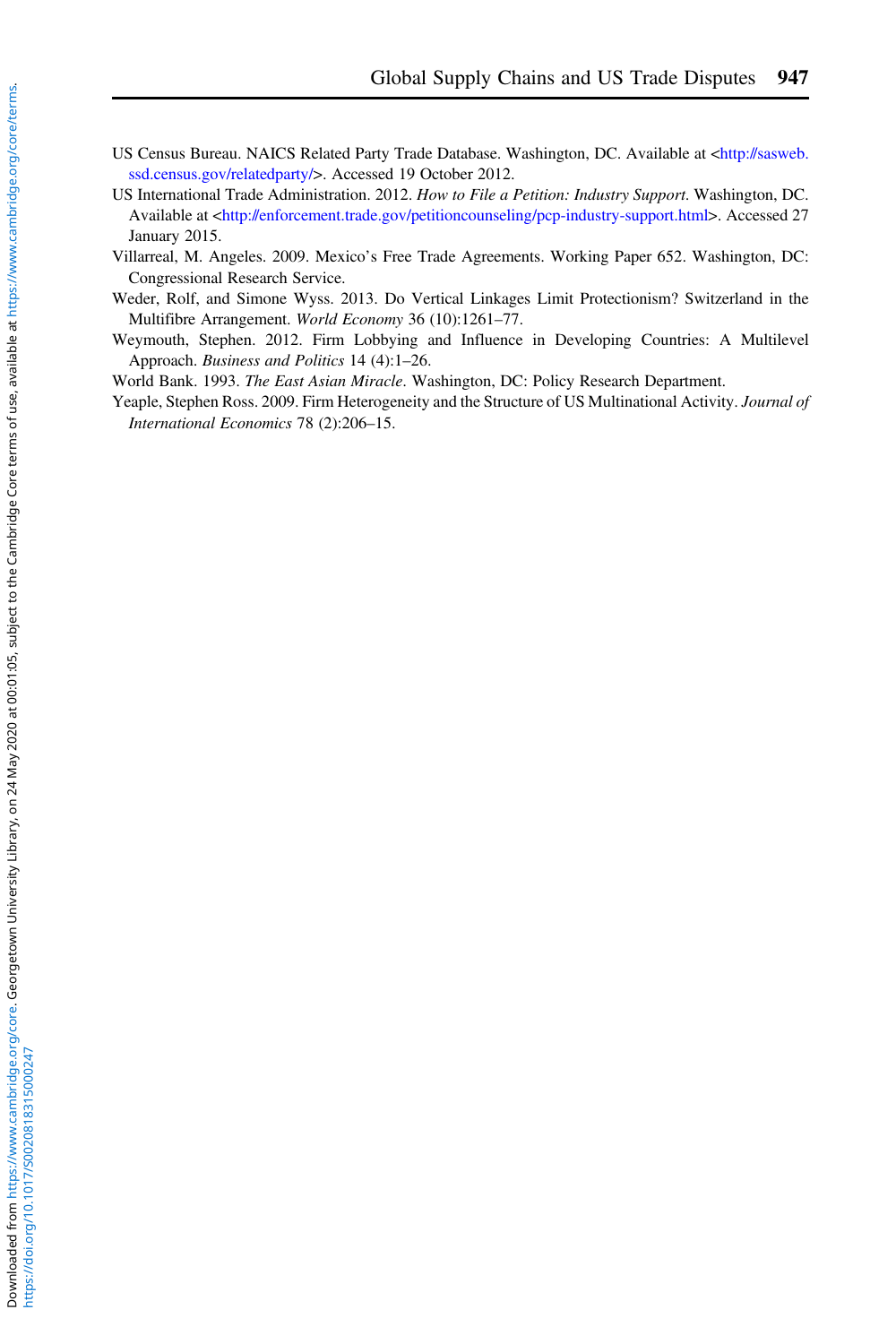US Census Bureau. NAICS Related Party Trade Database. Washington, DC. Available at <http://sasweb.ssd.census.gov/relatedparty/>. Accessed 19 October 2012.

US International Trade Administration. 2012. *How to File a Petition: Industry Support*. Washington, DC. Available at <http://enforcement.trade.gov/petitioncounseling/pcp-industry-support.html>. Accessed 27 January 2015.

Villarreal, M. Angeles. 2009. Mexico's Free Trade Agreements. Working Paper 652. Washington, DC: Congressional Research Service.

Weder, Rolf, and Simone Wyss. 2013. Do Vertical Linkages Limit Protectionism? Switzerland in the Multifibre Arrangement. *World Economy* 36 (10):1261–77.

Weymouth, Stephen. 2012. Firm Lobbying and Influence in Developing Countries: A Multilevel Approach. *Business and Politics* 14 (4):1–26.

World Bank. 1993. *The East Asian Miracle*. Washington, DC: Policy Research Department.

Yeaple, Stephen Ross. 2009. Firm Heterogeneity and the Structure of US Multinational Activity. *Journal of International Economics* 78 (2):206–15.